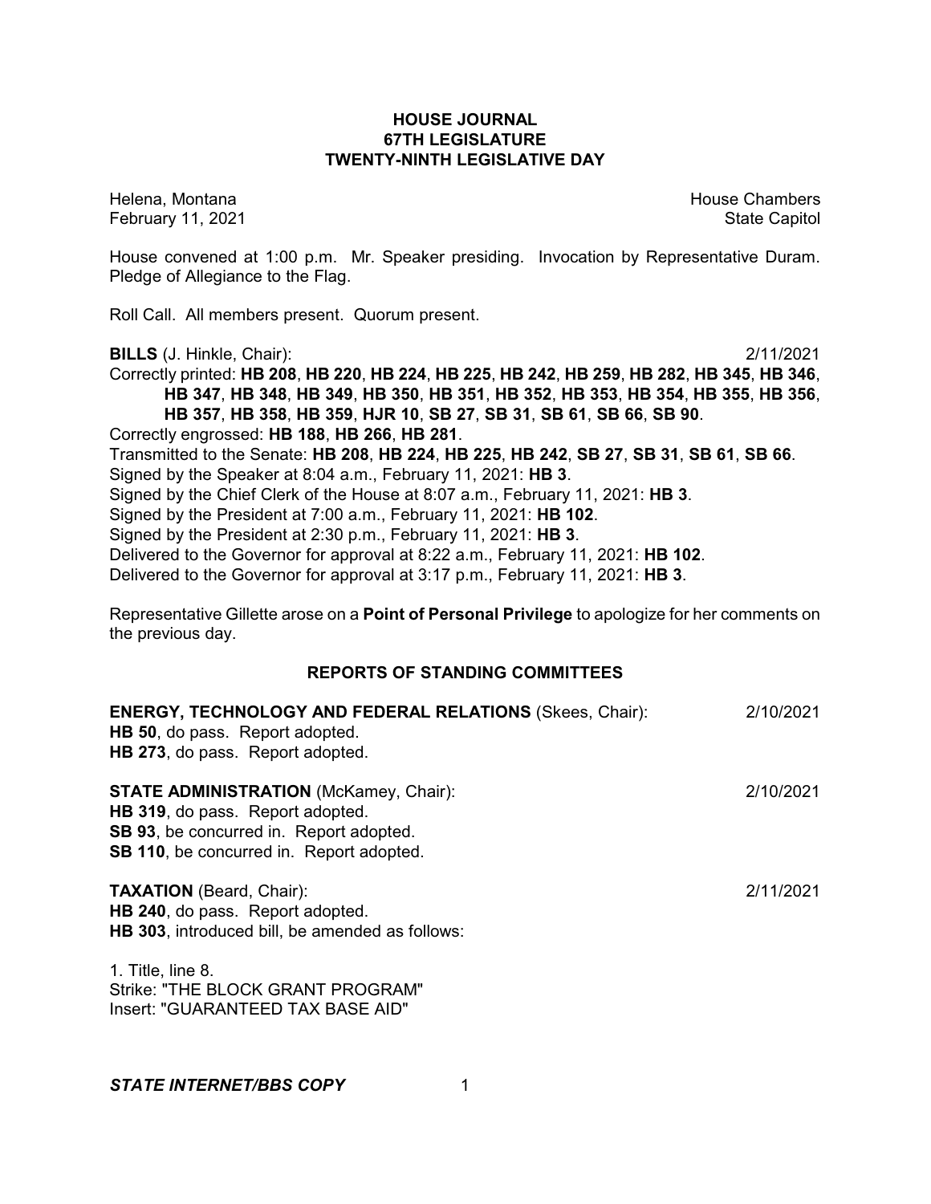# HOUSE JOURNAL
## 67TH LEGISLATURE
## TWENTY-NINTH LEGISLATIVE DAY

Helena, Montana House Chambers
February 11, 2021 State Capitol

House convened at 1:00 p.m. Mr. Speaker presiding. Invocation by Representative Duram. Pledge of Allegiance to the Flag.

Roll Call. All members present. Quorum present.

**BILLS** (J. Hinkle, Chair): 2/11/2021

Correctly printed: **HB 208**, **HB 220**, **HB 224**, **HB 225**, **HB 242**, **HB 259**, **HB 282**, **HB 345**, **HB 346**, **HB 347**, **HB 348**, **HB 349**, **HB 350**, **HB 351**, **HB 352**, **HB 353**, **HB 354**, **HB 355**, **HB 356**, **HB 357**, **HB 358**, **HB 359**, **HJR 10**, **SB 27**, **SB 31**, **SB 61**, **SB 66**, **SB 90**.

Correctly engrossed: **HB 188**, **HB 266**, **HB 281**.

Transmitted to the Senate: **HB 208**, **HB 224**, **HB 225**, **HB 242**, **SB 27**, **SB 31**, **SB 61**, **SB 66**.

Signed by the Speaker at 8:04 a.m., February 11, 2021: **HB 3**.

Signed by the Chief Clerk of the House at 8:07 a.m., February 11, 2021: **HB 3**.

Signed by the President at 7:00 a.m., February 11, 2021: **HB 102**.

Signed by the President at 2:30 p.m., February 11, 2021: **HB 3**.

Delivered to the Governor for approval at 8:22 a.m., February 11, 2021: **HB 102**.

Delivered to the Governor for approval at 3:17 p.m., February 11, 2021: **HB 3**.

Representative Gillette arose on a **Point of Personal Privilege** to apologize for her comments on the previous day.

## REPORTS OF STANDING COMMITTEES

**ENERGY, TECHNOLOGY AND FEDERAL RELATIONS** (Skees, Chair): 2/10/2021

**HB 50**, do pass. Report adopted.
**HB 273**, do pass. Report adopted.

**STATE ADMINISTRATION** (McKamey, Chair): 2/10/2021

**HB 319**, do pass. Report adopted.
**SB 93**, be concurred in. Report adopted.
**SB 110**, be concurred in. Report adopted.

**TAXATION** (Beard, Chair): 2/11/2021

**HB 240**, do pass. Report adopted.
**HB 303**, introduced bill, be amended as follows:

1. Title, line 8.
Strike: "THE BLOCK GRANT PROGRAM"
Insert: "GUARANTEED TAX BASE AID"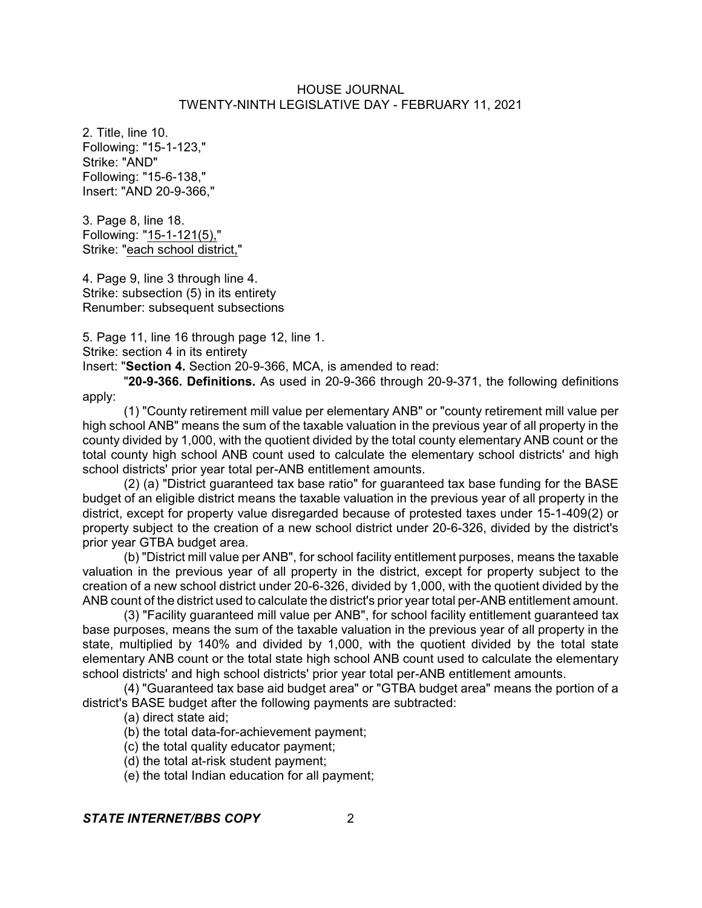2. Title, line 10.
Following: "15-1-123,"
Strike: "AND"
Following: "15-6-138,"
Insert: "AND 20-9-366,"

3. Page 8, line 18.
Following: "15-1-121(5),"
Strike: "each school district,"

4. Page 9, line 3 through line 4.
Strike: subsection (5) in its entirety
Renumber: subsequent subsections

5. Page 11, line 16 through page 12, line 1.
Strike: section 4 in its entirety
Insert: "**Section 4.** Section 20-9-366, MCA, is amended to read:

"**20-9-366. Definitions.** As used in 20-9-366 through 20-9-371, the following definitions apply:

(1) "County retirement mill value per elementary ANB" or "county retirement mill value per high school ANB" means the sum of the taxable valuation in the previous year of all property in the county divided by 1,000, with the quotient divided by the total county elementary ANB count or the total county high school ANB count used to calculate the elementary school districts' and high school districts' prior year total per-ANB entitlement amounts.

(2) (a) "District guaranteed tax base ratio" for guaranteed tax base funding for the BASE budget of an eligible district means the taxable valuation in the previous year of all property in the district, except for property value disregarded because of protested taxes under 15-1-409(2) or property subject to the creation of a new school district under 20-6-326, divided by the district's prior year GTBA budget area.

(b) "District mill value per ANB", for school facility entitlement purposes, means the taxable valuation in the previous year of all property in the district, except for property subject to the creation of a new school district under 20-6-326, divided by 1,000, with the quotient divided by the ANB count of the district used to calculate the district's prior year total per-ANB entitlement amount.

(3) "Facility guaranteed mill value per ANB", for school facility entitlement guaranteed tax base purposes, means the sum of the taxable valuation in the previous year of all property in the state, multiplied by 140% and divided by 1,000, with the quotient divided by the total state elementary ANB count or the total state high school ANB count used to calculate the elementary school districts' and high school districts' prior year total per-ANB entitlement amounts.

(4) "Guaranteed tax base aid budget area" or "GTBA budget area" means the portion of a district's BASE budget after the following payments are subtracted:

(a) direct state aid;

(b) the total data-for-achievement payment;

(c) the total quality educator payment;

(d) the total at-risk student payment;

(e) the total Indian education for all payment;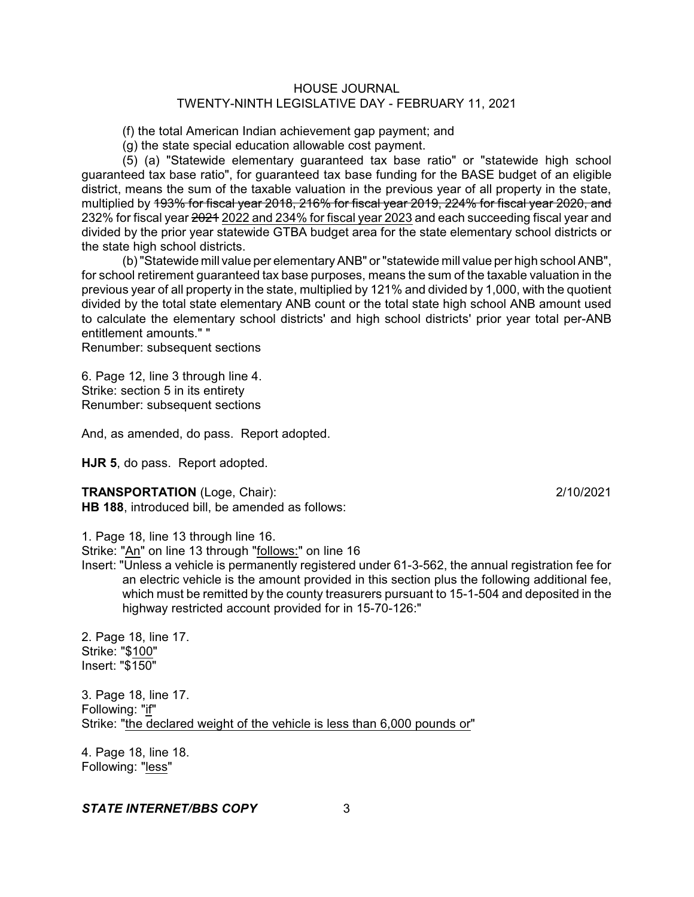(f) the total American Indian achievement gap payment; and

(g) the state special education allowable cost payment.

(5) (a) "Statewide elementary guaranteed tax base ratio" or "statewide high school guaranteed tax base ratio", for guaranteed tax base funding for the BASE budget of an eligible district, means the sum of the taxable valuation in the previous year of all property in the state, multiplied by ~~193% for fiscal year 2018, 216% for fiscal year 2019, 224% for fiscal year 2020, and~~ 232% for fiscal year ~~2021~~ <u>2022 and 234% for fiscal year 2023</u> and each succeeding fiscal year and divided by the prior year statewide GTBA budget area for the state elementary school districts or the state high school districts.

(b) "Statewide mill value per elementary ANB" or "statewide mill value per high school ANB", for school retirement guaranteed tax base purposes, means the sum of the taxable valuation in the previous year of all property in the state, multiplied by 121% and divided by 1,000, with the quotient divided by the total state elementary ANB count or the total state high school ANB amount used to calculate the elementary school districts' and high school districts' prior year total per-ANB entitlement amounts." "

Renumber: subsequent sections

6. Page 12, line 3 through line 4.
Strike: section 5 in its entirety
Renumber: subsequent sections

And, as amended, do pass. Report adopted.

**HJR 5**, do pass. Report adopted.

**TRANSPORTATION** (Loge, Chair): 2/10/2021

**HB 188**, introduced bill, be amended as follows:

1. Page 18, line 13 through line 16.
Strike: "<u>An</u>" on line 13 through "<u>follows:</u>" on line 16
Insert: "Unless a vehicle is permanently registered under 61-3-562, the annual registration fee for an electric vehicle is the amount provided in this section plus the following additional fee, which must be remitted by the county treasurers pursuant to 15-1-504 and deposited in the highway restricted account provided for in 15-70-126:"

2. Page 18, line 17.
Strike: "<u>$100</u>"
Insert: "$150"

3. Page 18, line 17.
Following: "<u>if</u>"
Strike: "<u>the declared weight of the vehicle is less than 6,000 pounds or</u>"

4. Page 18, line 18.
Following: "<u>less</u>"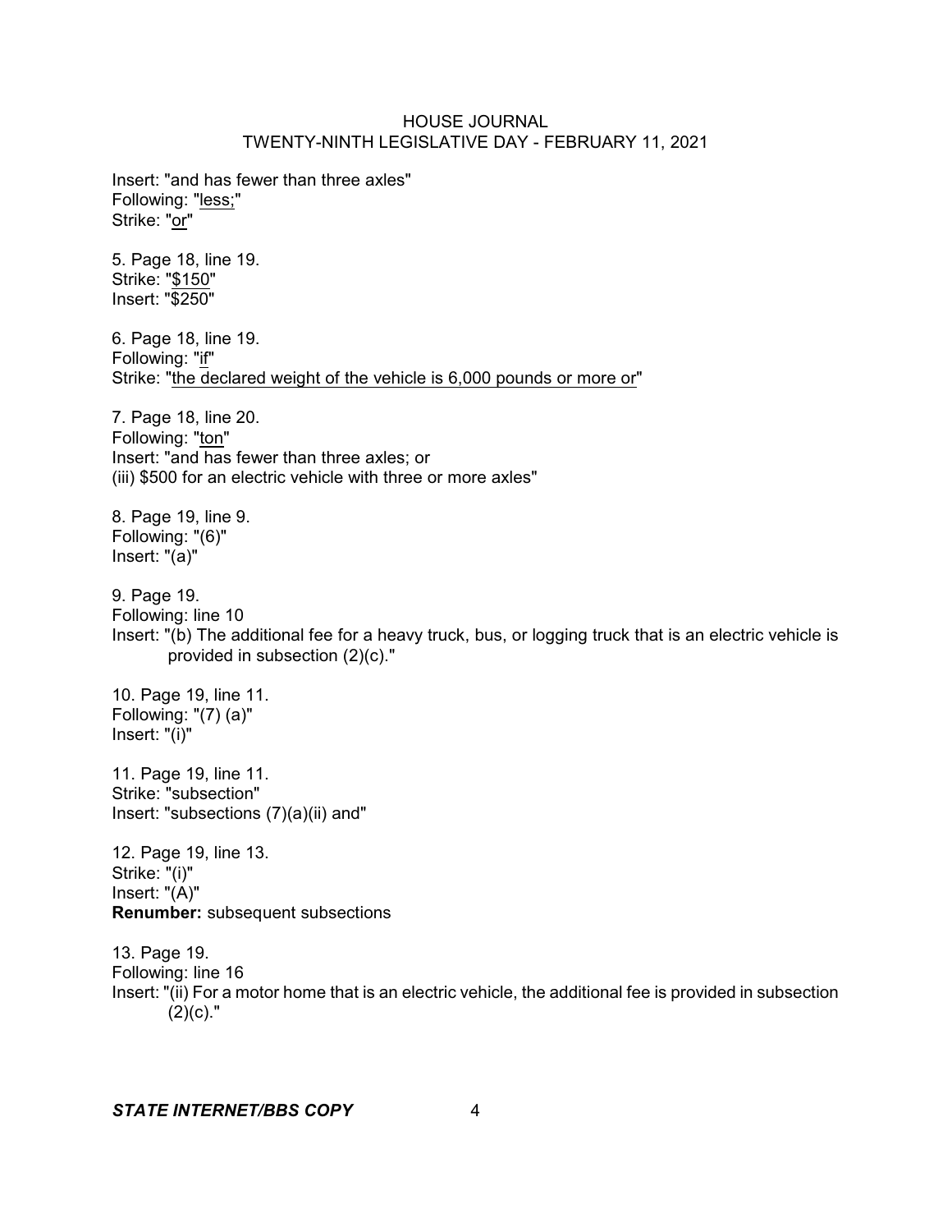Insert: "and has fewer than three axles"
Following: "less;"
Strike: "or"

5. Page 18, line 19.
Strike: "$150"
Insert: "$250"

6. Page 18, line 19.
Following: "if"
Strike: "the declared weight of the vehicle is 6,000 pounds or more or"

7. Page 18, line 20.
Following: "ton"
Insert: "and has fewer than three axles; or
(iii) $500 for an electric vehicle with three or more axles"

8. Page 19, line 9.
Following: "(6)"
Insert: "(a)"

9. Page 19.
Following: line 10
Insert: "(b) The additional fee for a heavy truck, bus, or logging truck that is an electric vehicle is provided in subsection (2)(c)."

10. Page 19, line 11.
Following: "(7) (a)"
Insert: "(i)"

11. Page 19, line 11.
Strike: "subsection"
Insert: "subsections (7)(a)(ii) and"

12. Page 19, line 13.
Strike: "(i)"
Insert: "(A)"
**Renumber:** subsequent subsections

13. Page 19.
Following: line 16
Insert: "(ii) For a motor home that is an electric vehicle, the additional fee is provided in subsection (2)(c)."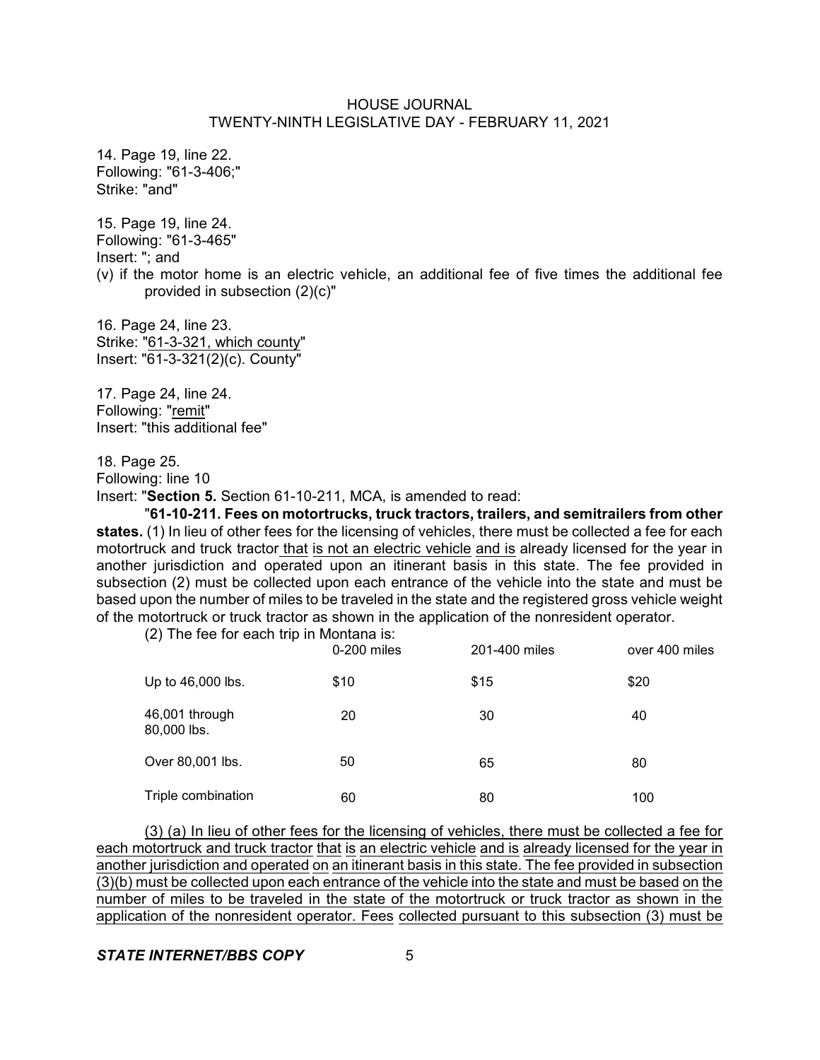14. Page 19, line 22.
Following: "61-3-406;"
Strike: "and"

15. Page 19, line 24.
Following: "61-3-465"
Insert: "; and
(v) if the motor home is an electric vehicle, an additional fee of five times the additional fee provided in subsection (2)(c)"

16. Page 24, line 23.
Strike: "61-3-321, which county"
Insert: "61-3-321(2)(c). County"

17. Page 24, line 24.
Following: "remit"
Insert: "this additional fee"

18. Page 25.
Following: line 10
Insert: "**Section 5.** Section 61-10-211, MCA, is amended to read:

"**61-10-211. Fees on motortrucks, truck tractors, trailers, and semitrailers from other states.** (1) In lieu of other fees for the licensing of vehicles, there must be collected a fee for each motortruck and truck tractor that is not an electric vehicle and is already licensed for the year in another jurisdiction and operated upon an itinerant basis in this state. The fee provided in subsection (2) must be collected upon each entrance of the vehicle into the state and must be based upon the number of miles to be traveled in the state and the registered gross vehicle weight of the motortruck or truck tractor as shown in the application of the nonresident operator.

(2) The fee for each trip in Montana is:

| | 0-200 miles | 201-400 miles | over 400 miles |
|---|---|---|---|
| Up to 46,000 lbs. | $10 | $15 | $20 |
| 46,001 through 80,000 lbs. | 20 | 30 | 40 |
| Over 80,001 lbs. | 50 | 65 | 80 |
| Triple combination | 60 | 80 | 100 |

(3) (a) In lieu of other fees for the licensing of vehicles, there must be collected a fee for each motortruck and truck tractor that is an electric vehicle and is already licensed for the year in another jurisdiction and operated on an itinerant basis in this state. The fee provided in subsection (3)(b) must be collected upon each entrance of the vehicle into the state and must be based on the number of miles to be traveled in the state of the motortruck or truck tractor as shown in the application of the nonresident operator. Fees collected pursuant to this subsection (3) must be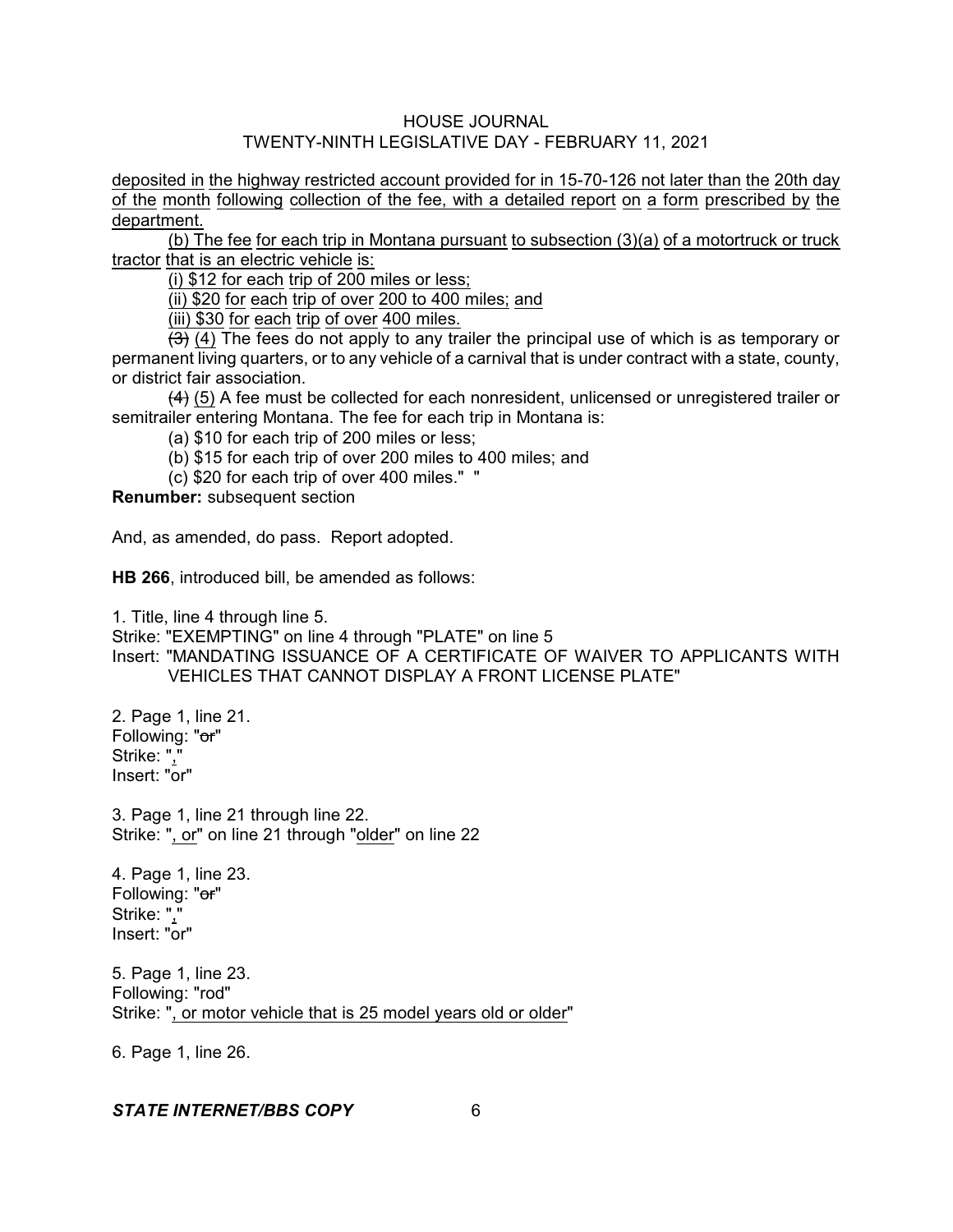deposited in the highway restricted account provided for in 15-70-126 not later than the 20th day of the month following collection of the fee, with a detailed report on a form prescribed by the department.

(b) The fee for each trip in Montana pursuant to subsection (3)(a) of a motortruck or truck tractor that is an electric vehicle is:

(i) $12 for each trip of 200 miles or less;

(ii) $20 for each trip of over 200 to 400 miles; and

(iii) $30 for each trip of over 400 miles.

~~(3)~~ (4) The fees do not apply to any trailer the principal use of which is as temporary or permanent living quarters, or to any vehicle of a carnival that is under contract with a state, county, or district fair association.

~~(4)~~ (5) A fee must be collected for each nonresident, unlicensed or unregistered trailer or semitrailer entering Montana. The fee for each trip in Montana is:

(a) $10 for each trip of 200 miles or less;

(b) $15 for each trip of over 200 miles to 400 miles; and

(c) $20 for each trip of over 400 miles." "

**Renumber:** subsequent section

And, as amended, do pass. Report adopted.

**HB 266**, introduced bill, be amended as follows:

1. Title, line 4 through line 5.
Strike: "EXEMPTING" on line 4 through "PLATE" on line 5
Insert: "MANDATING ISSUANCE OF A CERTIFICATE OF WAIVER TO APPLICANTS WITH VEHICLES THAT CANNOT DISPLAY A FRONT LICENSE PLATE"

2. Page 1, line 21.
Following: "~~or~~"
Strike: ","
Insert: "or"

3. Page 1, line 21 through line 22.
Strike: ", or" on line 21 through "older" on line 22

4. Page 1, line 23.
Following: "~~or~~"
Strike: ","
Insert: "or"

5. Page 1, line 23.
Following: "rod"
Strike: ", or motor vehicle that is 25 model years old or older"

6. Page 1, line 26.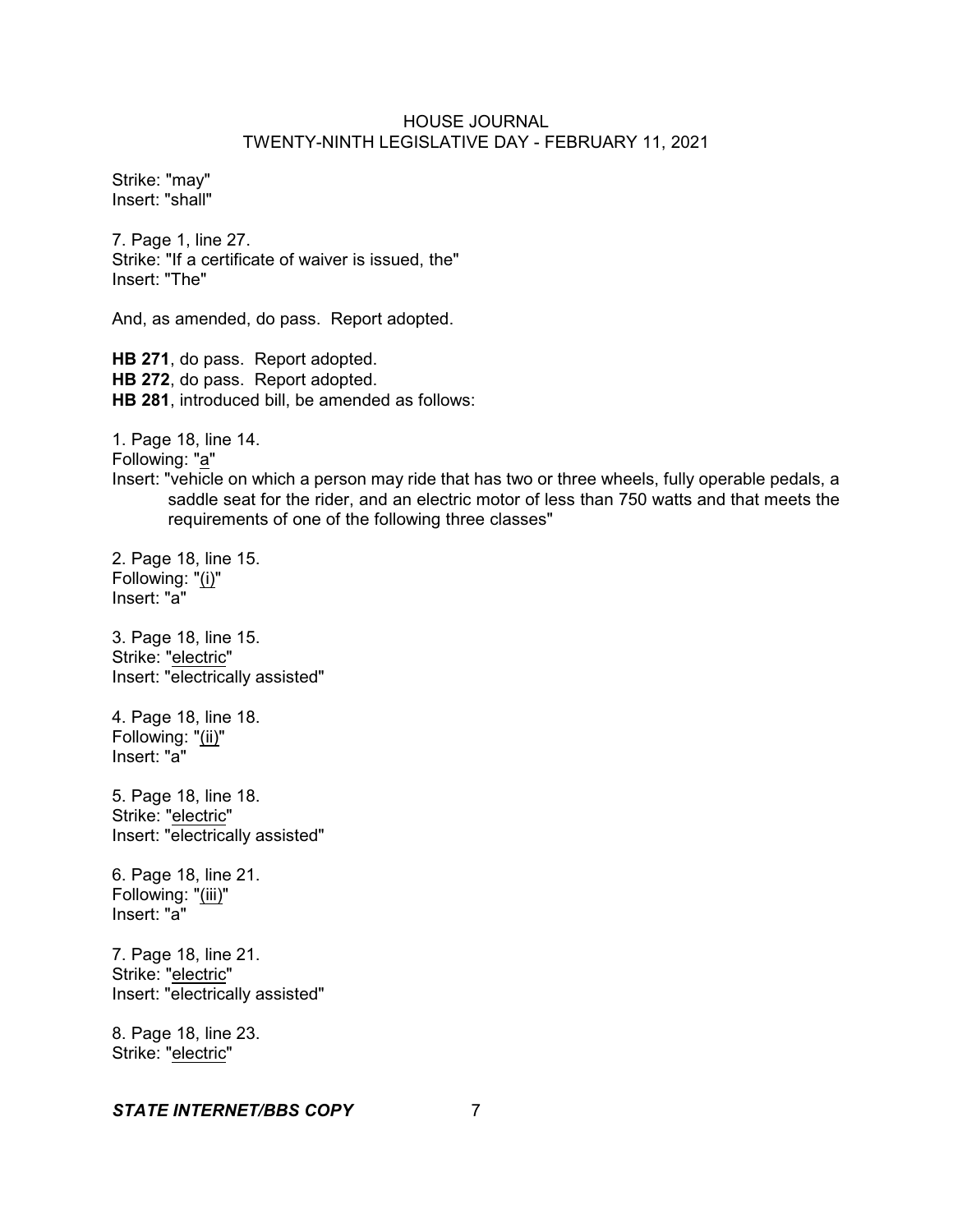Strike: "may"
Insert: "shall"

7. Page 1, line 27.
Strike: "If a certificate of waiver is issued, the"
Insert: "The"

And, as amended, do pass. Report adopted.

**HB 271**, do pass. Report adopted.
**HB 272**, do pass. Report adopted.
**HB 281**, introduced bill, be amended as follows:

1. Page 18, line 14.
Following: "a"
Insert: "vehicle on which a person may ride that has two or three wheels, fully operable pedals, a saddle seat for the rider, and an electric motor of less than 750 watts and that meets the requirements of one of the following three classes"

2. Page 18, line 15.
Following: "(i)"
Insert: "a"

3. Page 18, line 15.
Strike: "electric"
Insert: "electrically assisted"

4. Page 18, line 18.
Following: "(ii)"
Insert: "a"

5. Page 18, line 18.
Strike: "electric"
Insert: "electrically assisted"

6. Page 18, line 21.
Following: "(iii)"
Insert: "a"

7. Page 18, line 21.
Strike: "electric"
Insert: "electrically assisted"

8. Page 18, line 23.
Strike: "electric"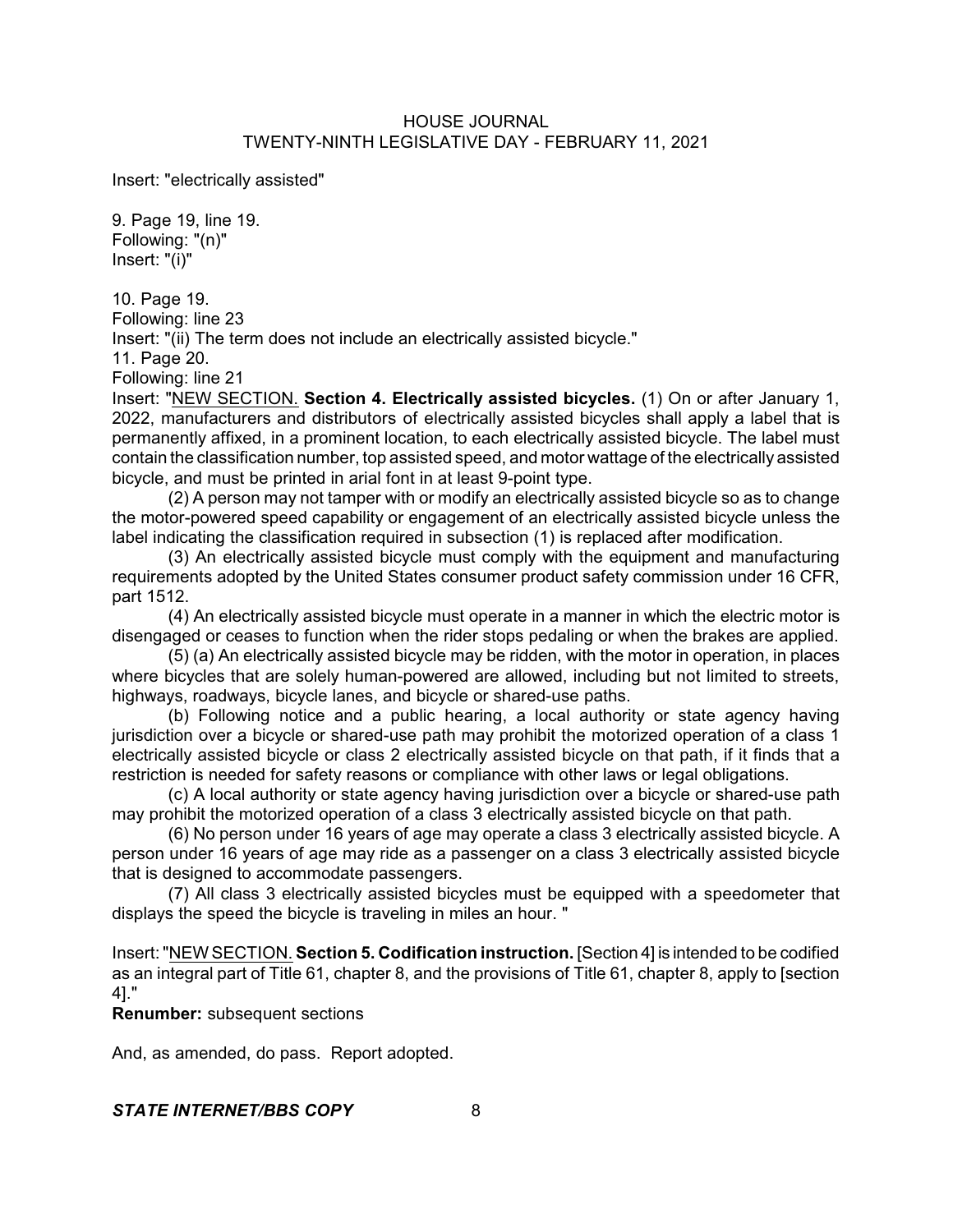Insert: "electrically assisted"

9. Page 19, line 19.
Following: "(n)"
Insert: "(i)"

10. Page 19.
Following: line 23
Insert: "(ii) The term does not include an electrically assisted bicycle."
11. Page 20.
Following: line 21
Insert: "<u>NEW SECTION.</u> **Section 4. Electrically assisted bicycles.** (1) On or after January 1, 2022, manufacturers and distributors of electrically assisted bicycles shall apply a label that is permanently affixed, in a prominent location, to each electrically assisted bicycle. The label must contain the classification number, top assisted speed, and motor wattage of the electrically assisted bicycle, and must be printed in arial font in at least 9-point type.

(2) A person may not tamper with or modify an electrically assisted bicycle so as to change the motor-powered speed capability or engagement of an electrically assisted bicycle unless the label indicating the classification required in subsection (1) is replaced after modification.

(3) An electrically assisted bicycle must comply with the equipment and manufacturing requirements adopted by the United States consumer product safety commission under 16 CFR, part 1512.

(4) An electrically assisted bicycle must operate in a manner in which the electric motor is disengaged or ceases to function when the rider stops pedaling or when the brakes are applied.

(5) (a) An electrically assisted bicycle may be ridden, with the motor in operation, in places where bicycles that are solely human-powered are allowed, including but not limited to streets, highways, roadways, bicycle lanes, and bicycle or shared-use paths.

(b) Following notice and a public hearing, a local authority or state agency having jurisdiction over a bicycle or shared-use path may prohibit the motorized operation of a class 1 electrically assisted bicycle or class 2 electrically assisted bicycle on that path, if it finds that a restriction is needed for safety reasons or compliance with other laws or legal obligations.

(c) A local authority or state agency having jurisdiction over a bicycle or shared-use path may prohibit the motorized operation of a class 3 electrically assisted bicycle on that path.

(6) No person under 16 years of age may operate a class 3 electrically assisted bicycle. A person under 16 years of age may ride as a passenger on a class 3 electrically assisted bicycle that is designed to accommodate passengers.

(7) All class 3 electrically assisted bicycles must be equipped with a speedometer that displays the speed the bicycle is traveling in miles an hour. "

Insert: "<u>NEW SECTION.</u> **Section 5. Codification instruction.** [Section 4] is intended to be codified as an integral part of Title 61, chapter 8, and the provisions of Title 61, chapter 8, apply to [section 4]."

**Renumber:** subsequent sections

And, as amended, do pass. Report adopted.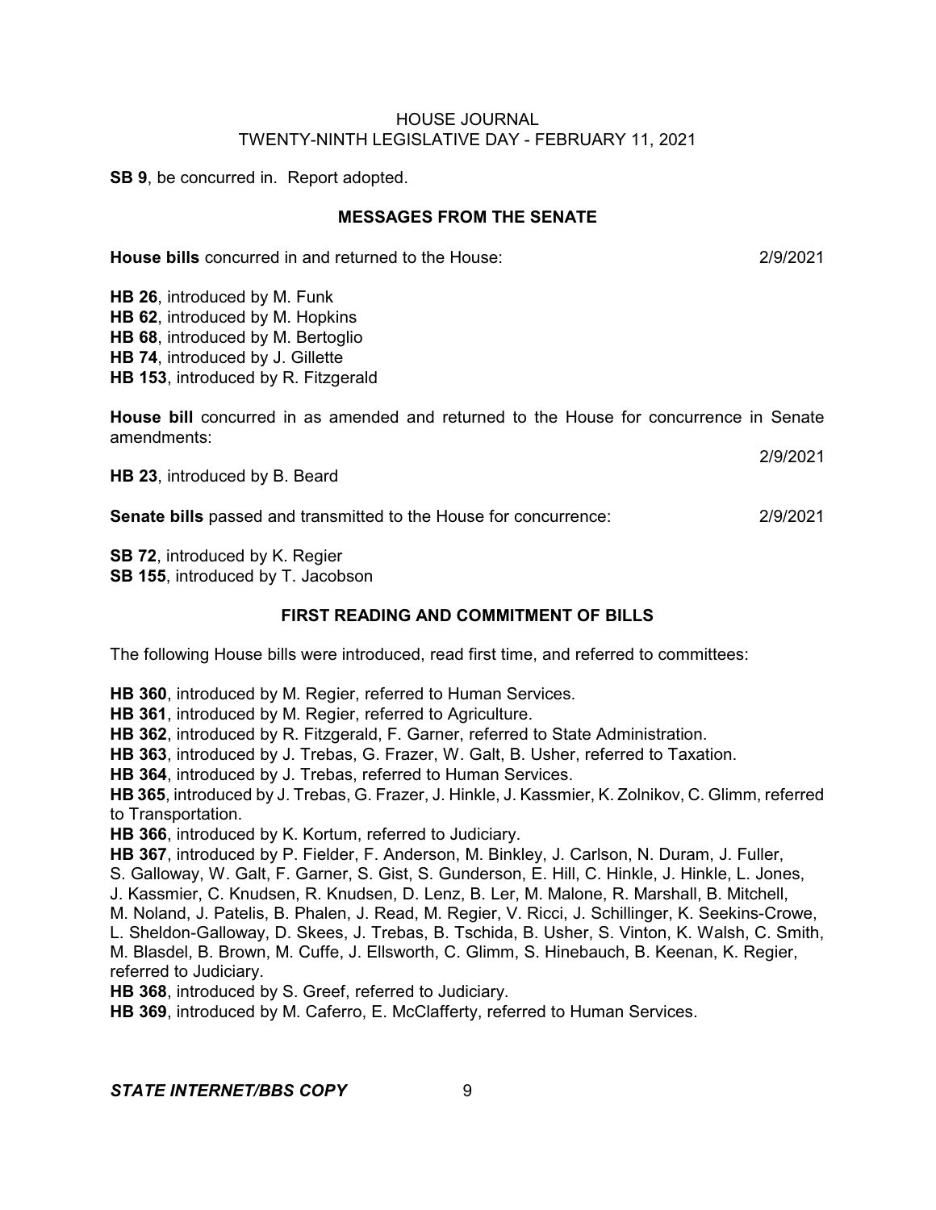**SB 9**, be concurred in. Report adopted.

## MESSAGES FROM THE SENATE

**House bills** concurred in and returned to the House: 2/9/2021

**HB 26**, introduced by M. Funk
**HB 62**, introduced by M. Hopkins
**HB 68**, introduced by M. Bertoglio
**HB 74**, introduced by J. Gillette
**HB 153**, introduced by R. Fitzgerald

**House bill** concurred in as amended and returned to the House for concurrence in Senate amendments: 2/9/2021

**HB 23**, introduced by B. Beard

**Senate bills** passed and transmitted to the House for concurrence: 2/9/2021

**SB 72**, introduced by K. Regier
**SB 155**, introduced by T. Jacobson

## FIRST READING AND COMMITMENT OF BILLS

The following House bills were introduced, read first time, and referred to committees:

**HB 360**, introduced by M. Regier, referred to Human Services.
**HB 361**, introduced by M. Regier, referred to Agriculture.
**HB 362**, introduced by R. Fitzgerald, F. Garner, referred to State Administration.
**HB 363**, introduced by J. Trebas, G. Frazer, W. Galt, B. Usher, referred to Taxation.
**HB 364**, introduced by J. Trebas, referred to Human Services.
**HB 365**, introduced by J. Trebas, G. Frazer, J. Hinkle, J. Kassmier, K. Zolnikov, C. Glimm, referred to Transportation.
**HB 366**, introduced by K. Kortum, referred to Judiciary.
**HB 367**, introduced by P. Fielder, F. Anderson, M. Binkley, J. Carlson, N. Duram, J. Fuller, S. Galloway, W. Galt, F. Garner, S. Gist, S. Gunderson, E. Hill, C. Hinkle, J. Hinkle, L. Jones, J. Kassmier, C. Knudsen, R. Knudsen, D. Lenz, B. Ler, M. Malone, R. Marshall, B. Mitchell, M. Noland, J. Patelis, B. Phalen, J. Read, M. Regier, V. Ricci, J. Schillinger, K. Seekins-Crowe, L. Sheldon-Galloway, D. Skees, J. Trebas, B. Tschida, B. Usher, S. Vinton, K. Walsh, C. Smith, M. Blasdel, B. Brown, M. Cuffe, J. Ellsworth, C. Glimm, S. Hinebauch, B. Keenan, K. Regier, referred to Judiciary.
**HB 368**, introduced by S. Greef, referred to Judiciary.
**HB 369**, introduced by M. Caferro, E. McClafferty, referred to Human Services.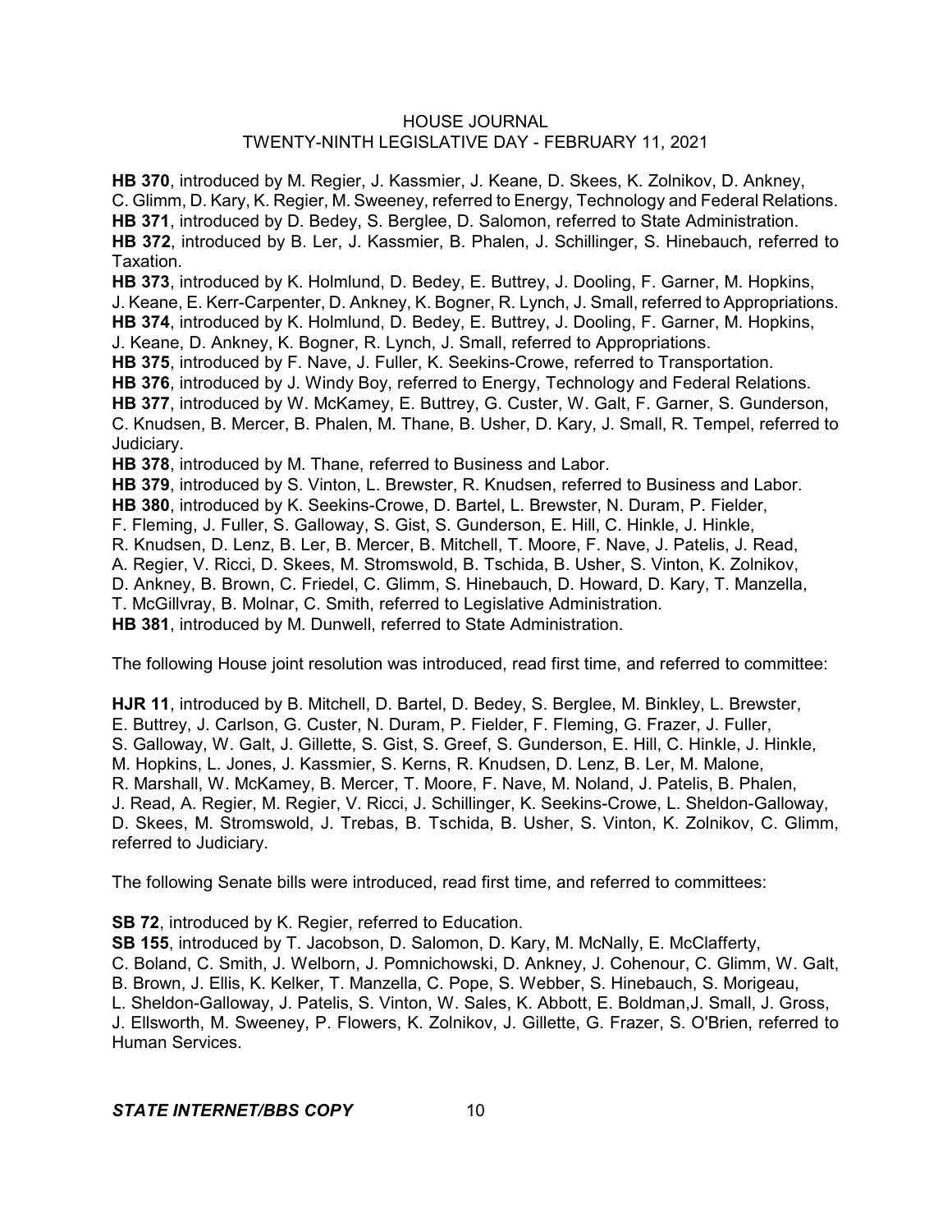**HB 370**, introduced by M. Regier, J. Kassmier, J. Keane, D. Skees, K. Zolnikov, D. Ankney, C. Glimm, D. Kary, K. Regier, M. Sweeney, referred to Energy, Technology and Federal Relations.
**HB 371**, introduced by D. Bedey, S. Berglee, D. Salomon, referred to State Administration.
**HB 372**, introduced by B. Ler, J. Kassmier, B. Phalen, J. Schillinger, S. Hinebauch, referred to Taxation.
**HB 373**, introduced by K. Holmlund, D. Bedey, E. Buttrey, J. Dooling, F. Garner, M. Hopkins, J. Keane, E. Kerr-Carpenter, D. Ankney, K. Bogner, R. Lynch, J. Small, referred to Appropriations.
**HB 374**, introduced by K. Holmlund, D. Bedey, E. Buttrey, J. Dooling, F. Garner, M. Hopkins, J. Keane, D. Ankney, K. Bogner, R. Lynch, J. Small, referred to Appropriations.
**HB 375**, introduced by F. Nave, J. Fuller, K. Seekins-Crowe, referred to Transportation.
**HB 376**, introduced by J. Windy Boy, referred to Energy, Technology and Federal Relations.
**HB 377**, introduced by W. McKamey, E. Buttrey, G. Custer, W. Galt, F. Garner, S. Gunderson, C. Knudsen, B. Mercer, B. Phalen, M. Thane, B. Usher, D. Kary, J. Small, R. Tempel, referred to Judiciary.
**HB 378**, introduced by M. Thane, referred to Business and Labor.
**HB 379**, introduced by S. Vinton, L. Brewster, R. Knudsen, referred to Business and Labor.
**HB 380**, introduced by K. Seekins-Crowe, D. Bartel, L. Brewster, N. Duram, P. Fielder, F. Fleming, J. Fuller, S. Galloway, S. Gist, S. Gunderson, E. Hill, C. Hinkle, J. Hinkle, R. Knudsen, D. Lenz, B. Ler, B. Mercer, B. Mitchell, T. Moore, F. Nave, J. Patelis, J. Read, A. Regier, V. Ricci, D. Skees, M. Stromswold, B. Tschida, B. Usher, S. Vinton, K. Zolnikov, D. Ankney, B. Brown, C. Friedel, C. Glimm, S. Hinebauch, D. Howard, D. Kary, T. Manzella, T. McGillvray, B. Molnar, C. Smith, referred to Legislative Administration.
**HB 381**, introduced by M. Dunwell, referred to State Administration.

The following House joint resolution was introduced, read first time, and referred to committee:

**HJR 11**, introduced by B. Mitchell, D. Bartel, D. Bedey, S. Berglee, M. Binkley, L. Brewster, E. Buttrey, J. Carlson, G. Custer, N. Duram, P. Fielder, F. Fleming, G. Frazer, J. Fuller, S. Galloway, W. Galt, J. Gillette, S. Gist, S. Greef, S. Gunderson, E. Hill, C. Hinkle, J. Hinkle, M. Hopkins, L. Jones, J. Kassmier, S. Kerns, R. Knudsen, D. Lenz, B. Ler, M. Malone, R. Marshall, W. McKamey, B. Mercer, T. Moore, F. Nave, M. Noland, J. Patelis, B. Phalen, J. Read, A. Regier, M. Regier, V. Ricci, J. Schillinger, K. Seekins-Crowe, L. Sheldon-Galloway, D. Skees, M. Stromswold, J. Trebas, B. Tschida, B. Usher, S. Vinton, K. Zolnikov, C. Glimm, referred to Judiciary.

The following Senate bills were introduced, read first time, and referred to committees:

**SB 72**, introduced by K. Regier, referred to Education.
**SB 155**, introduced by T. Jacobson, D. Salomon, D. Kary, M. McNally, E. McClafferty, C. Boland, C. Smith, J. Welborn, J. Pomnichowski, D. Ankney, J. Cohenour, C. Glimm, W. Galt, B. Brown, J. Ellis, K. Kelker, T. Manzella, C. Pope, S. Webber, S. Hinebauch, S. Morigeau, L. Sheldon-Galloway, J. Patelis, S. Vinton, W. Sales, K. Abbott, E. Boldman,J. Small, J. Gross, J. Ellsworth, M. Sweeney, P. Flowers, K. Zolnikov, J. Gillette, G. Frazer, S. O'Brien, referred to Human Services.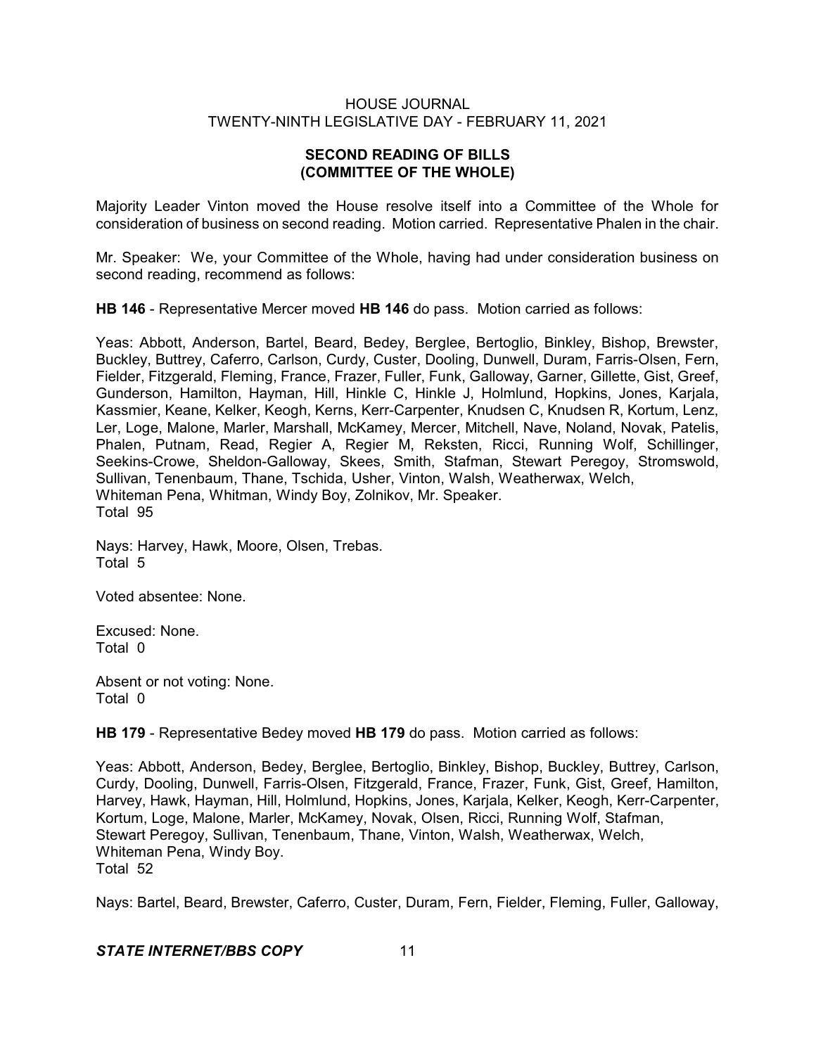## SECOND READING OF BILLS (COMMITTEE OF THE WHOLE)

Majority Leader Vinton moved the House resolve itself into a Committee of the Whole for consideration of business on second reading. Motion carried. Representative Phalen in the chair.

Mr. Speaker: We, your Committee of the Whole, having had under consideration business on second reading, recommend as follows:

**HB 146** - Representative Mercer moved **HB 146** do pass. Motion carried as follows:

Yeas: Abbott, Anderson, Bartel, Beard, Bedey, Berglee, Bertoglio, Binkley, Bishop, Brewster, Buckley, Buttrey, Caferro, Carlson, Curdy, Custer, Dooling, Dunwell, Duram, Farris-Olsen, Fern, Fielder, Fitzgerald, Fleming, France, Frazer, Fuller, Funk, Galloway, Garner, Gillette, Gist, Greef, Gunderson, Hamilton, Hayman, Hill, Hinkle C, Hinkle J, Holmlund, Hopkins, Jones, Karjala, Kassmier, Keane, Kelker, Keogh, Kerns, Kerr-Carpenter, Knudsen C, Knudsen R, Kortum, Lenz, Ler, Loge, Malone, Marler, Marshall, McKamey, Mercer, Mitchell, Nave, Noland, Novak, Patelis, Phalen, Putnam, Read, Regier A, Regier M, Reksten, Ricci, Running Wolf, Schillinger, Seekins-Crowe, Sheldon-Galloway, Skees, Smith, Stafman, Stewart Peregoy, Stromswold, Sullivan, Tenenbaum, Thane, Tschida, Usher, Vinton, Walsh, Weatherwax, Welch, Whiteman Pena, Whitman, Windy Boy, Zolnikov, Mr. Speaker.
Total 95

Nays: Harvey, Hawk, Moore, Olsen, Trebas.
Total 5

Voted absentee: None.

Excused: None.
Total 0

Absent or not voting: None.
Total 0

**HB 179** - Representative Bedey moved **HB 179** do pass. Motion carried as follows:

Yeas: Abbott, Anderson, Bedey, Berglee, Bertoglio, Binkley, Bishop, Buckley, Buttrey, Carlson, Curdy, Dooling, Dunwell, Farris-Olsen, Fitzgerald, France, Frazer, Funk, Gist, Greef, Hamilton, Harvey, Hawk, Hayman, Hill, Holmlund, Hopkins, Jones, Karjala, Kelker, Keogh, Kerr-Carpenter, Kortum, Loge, Malone, Marler, McKamey, Novak, Olsen, Ricci, Running Wolf, Stafman, Stewart Peregoy, Sullivan, Tenenbaum, Thane, Vinton, Walsh, Weatherwax, Welch, Whiteman Pena, Windy Boy.
Total 52

Nays: Bartel, Beard, Brewster, Caferro, Custer, Duram, Fern, Fielder, Fleming, Fuller, Galloway,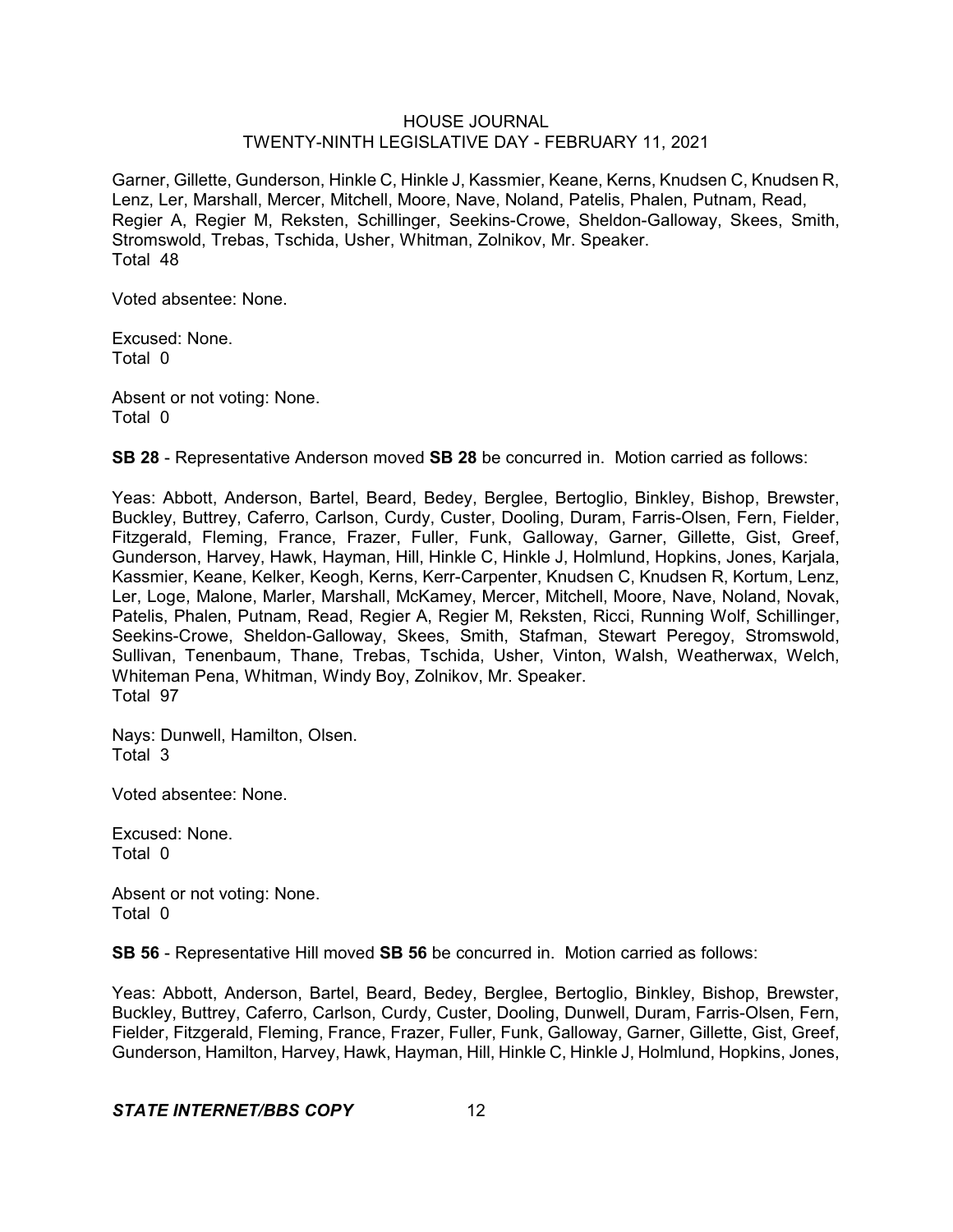Garner, Gillette, Gunderson, Hinkle C, Hinkle J, Kassmier, Keane, Kerns, Knudsen C, Knudsen R, Lenz, Ler, Marshall, Mercer, Mitchell, Moore, Nave, Noland, Patelis, Phalen, Putnam, Read, Regier A, Regier M, Reksten, Schillinger, Seekins-Crowe, Sheldon-Galloway, Skees, Smith, Stromswold, Trebas, Tschida, Usher, Whitman, Zolnikov, Mr. Speaker.
Total 48

Voted absentee: None.

Excused: None.
Total 0

Absent or not voting: None.
Total 0

**SB 28** - Representative Anderson moved **SB 28** be concurred in. Motion carried as follows:

Yeas: Abbott, Anderson, Bartel, Beard, Bedey, Berglee, Bertoglio, Binkley, Bishop, Brewster, Buckley, Buttrey, Caferro, Carlson, Curdy, Custer, Dooling, Duram, Farris-Olsen, Fern, Fielder, Fitzgerald, Fleming, France, Frazer, Fuller, Funk, Galloway, Garner, Gillette, Gist, Greef, Gunderson, Harvey, Hawk, Hayman, Hill, Hinkle C, Hinkle J, Holmlund, Hopkins, Jones, Karjala, Kassmier, Keane, Kelker, Keogh, Kerns, Kerr-Carpenter, Knudsen C, Knudsen R, Kortum, Lenz, Ler, Loge, Malone, Marler, Marshall, McKamey, Mercer, Mitchell, Moore, Nave, Noland, Novak, Patelis, Phalen, Putnam, Read, Regier A, Regier M, Reksten, Ricci, Running Wolf, Schillinger, Seekins-Crowe, Sheldon-Galloway, Skees, Smith, Stafman, Stewart Peregoy, Stromswold, Sullivan, Tenenbaum, Thane, Trebas, Tschida, Usher, Vinton, Walsh, Weatherwax, Welch, Whiteman Pena, Whitman, Windy Boy, Zolnikov, Mr. Speaker.
Total 97

Nays: Dunwell, Hamilton, Olsen.
Total 3

Voted absentee: None.

Excused: None.
Total 0

Absent or not voting: None.
Total 0

**SB 56** - Representative Hill moved **SB 56** be concurred in. Motion carried as follows:

Yeas: Abbott, Anderson, Bartel, Beard, Bedey, Berglee, Bertoglio, Binkley, Bishop, Brewster, Buckley, Buttrey, Caferro, Carlson, Curdy, Custer, Dooling, Dunwell, Duram, Farris-Olsen, Fern, Fielder, Fitzgerald, Fleming, France, Frazer, Fuller, Funk, Galloway, Garner, Gillette, Gist, Greef, Gunderson, Hamilton, Harvey, Hawk, Hayman, Hill, Hinkle C, Hinkle J, Holmlund, Hopkins, Jones,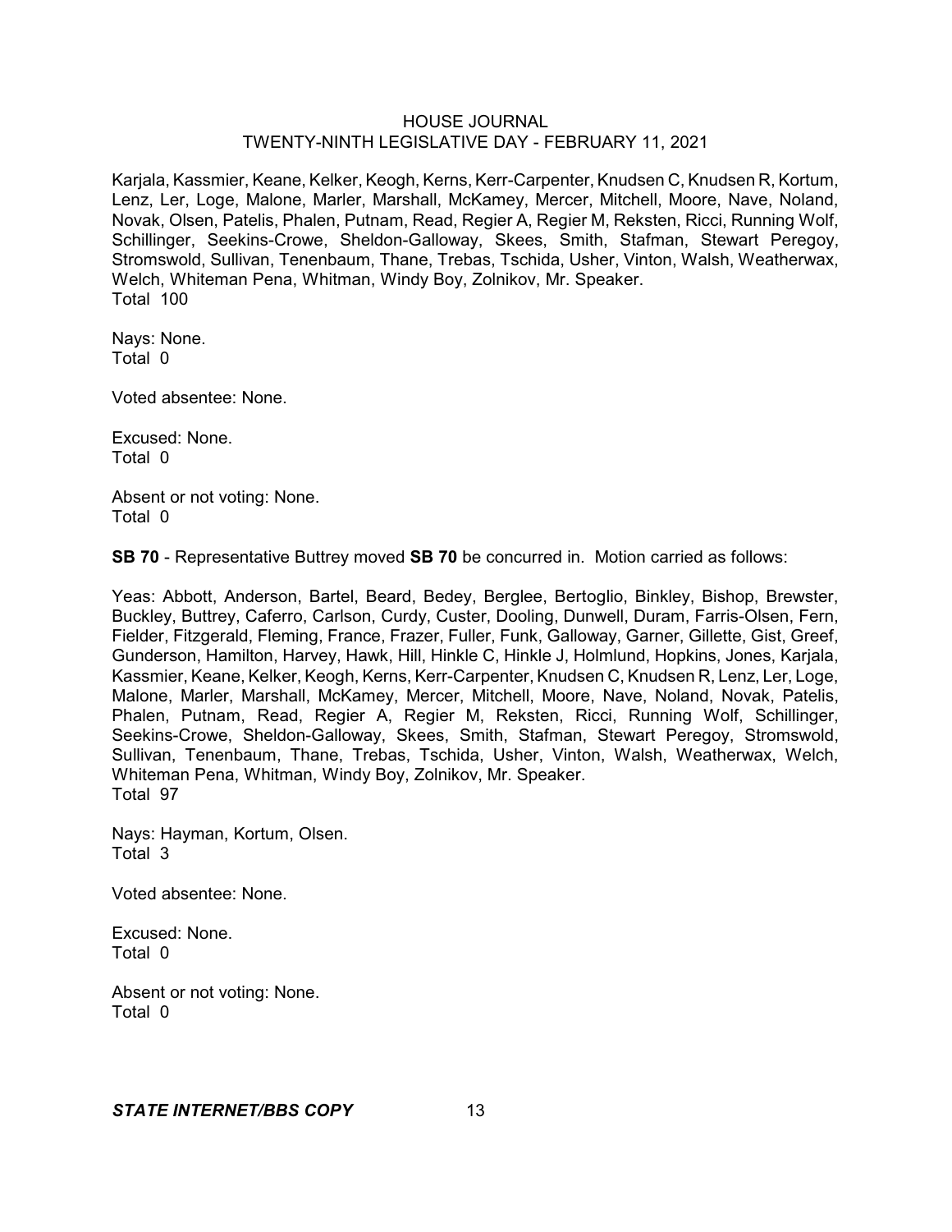Karjala, Kassmier, Keane, Kelker, Keogh, Kerns, Kerr-Carpenter, Knudsen C, Knudsen R, Kortum, Lenz, Ler, Loge, Malone, Marler, Marshall, McKamey, Mercer, Mitchell, Moore, Nave, Noland, Novak, Olsen, Patelis, Phalen, Putnam, Read, Regier A, Regier M, Reksten, Ricci, Running Wolf, Schillinger, Seekins-Crowe, Sheldon-Galloway, Skees, Smith, Stafman, Stewart Peregoy, Stromswold, Sullivan, Tenenbaum, Thane, Trebas, Tschida, Usher, Vinton, Walsh, Weatherwax, Welch, Whiteman Pena, Whitman, Windy Boy, Zolnikov, Mr. Speaker.
Total 100

Nays: None.
Total 0

Voted absentee: None.

Excused: None.
Total 0

Absent or not voting: None.
Total 0

**SB 70** - Representative Buttrey moved **SB 70** be concurred in. Motion carried as follows:

Yeas: Abbott, Anderson, Bartel, Beard, Bedey, Berglee, Bertoglio, Binkley, Bishop, Brewster, Buckley, Buttrey, Caferro, Carlson, Curdy, Custer, Dooling, Dunwell, Duram, Farris-Olsen, Fern, Fielder, Fitzgerald, Fleming, France, Frazer, Fuller, Funk, Galloway, Garner, Gillette, Gist, Greef, Gunderson, Hamilton, Harvey, Hawk, Hill, Hinkle C, Hinkle J, Holmlund, Hopkins, Jones, Karjala, Kassmier, Keane, Kelker, Keogh, Kerns, Kerr-Carpenter, Knudsen C, Knudsen R, Lenz, Ler, Loge, Malone, Marler, Marshall, McKamey, Mercer, Mitchell, Moore, Nave, Noland, Novak, Patelis, Phalen, Putnam, Read, Regier A, Regier M, Reksten, Ricci, Running Wolf, Schillinger, Seekins-Crowe, Sheldon-Galloway, Skees, Smith, Stafman, Stewart Peregoy, Stromswold, Sullivan, Tenenbaum, Thane, Trebas, Tschida, Usher, Vinton, Walsh, Weatherwax, Welch, Whiteman Pena, Whitman, Windy Boy, Zolnikov, Mr. Speaker.
Total 97

Nays: Hayman, Kortum, Olsen.
Total 3

Voted absentee: None.

Excused: None.
Total 0

Absent or not voting: None.
Total 0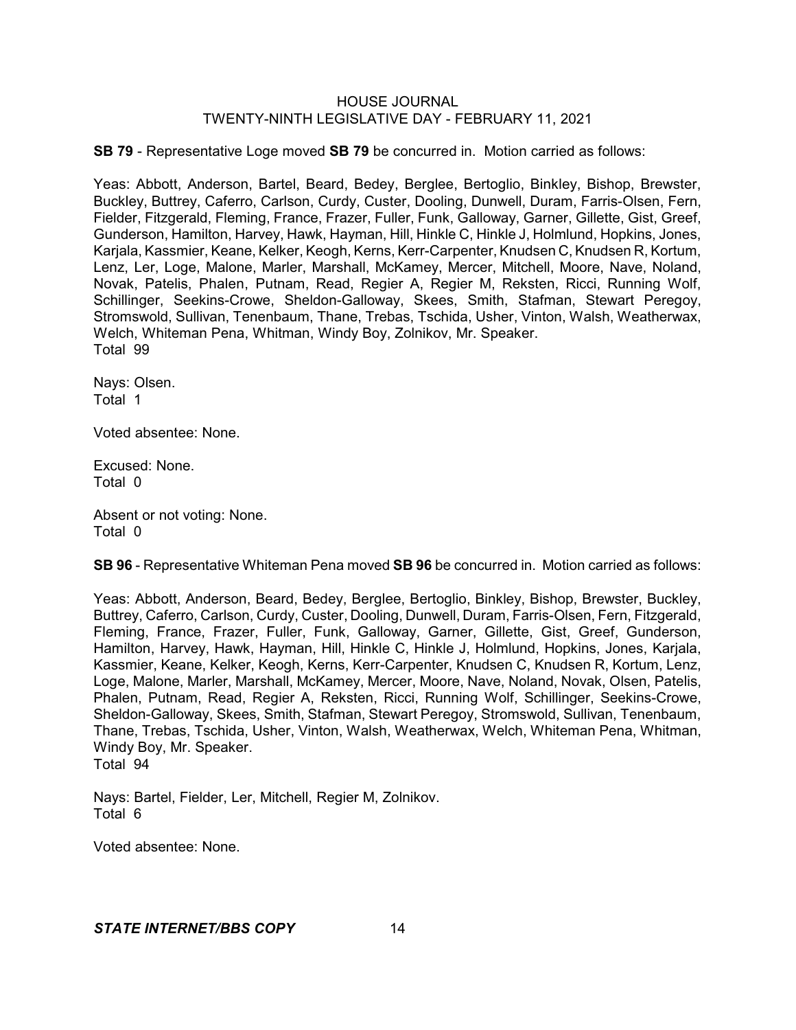**SB 79** - Representative Loge moved **SB 79** be concurred in. Motion carried as follows:

Yeas: Abbott, Anderson, Bartel, Beard, Bedey, Berglee, Bertoglio, Binkley, Bishop, Brewster, Buckley, Buttrey, Caferro, Carlson, Curdy, Custer, Dooling, Dunwell, Duram, Farris-Olsen, Fern, Fielder, Fitzgerald, Fleming, France, Frazer, Fuller, Funk, Galloway, Garner, Gillette, Gist, Greef, Gunderson, Hamilton, Harvey, Hawk, Hayman, Hill, Hinkle C, Hinkle J, Holmlund, Hopkins, Jones, Karjala, Kassmier, Keane, Kelker, Keogh, Kerns, Kerr-Carpenter, Knudsen C, Knudsen R, Kortum, Lenz, Ler, Loge, Malone, Marler, Marshall, McKamey, Mercer, Mitchell, Moore, Nave, Noland, Novak, Patelis, Phalen, Putnam, Read, Regier A, Regier M, Reksten, Ricci, Running Wolf, Schillinger, Seekins-Crowe, Sheldon-Galloway, Skees, Smith, Stafman, Stewart Peregoy, Stromswold, Sullivan, Tenenbaum, Thane, Trebas, Tschida, Usher, Vinton, Walsh, Weatherwax, Welch, Whiteman Pena, Whitman, Windy Boy, Zolnikov, Mr. Speaker.
Total 99

Nays: Olsen.
Total 1

Voted absentee: None.

Excused: None.
Total 0

Absent or not voting: None.
Total 0

**SB 96** - Representative Whiteman Pena moved **SB 96** be concurred in. Motion carried as follows:

Yeas: Abbott, Anderson, Beard, Bedey, Berglee, Bertoglio, Binkley, Bishop, Brewster, Buckley, Buttrey, Caferro, Carlson, Curdy, Custer, Dooling, Dunwell, Duram, Farris-Olsen, Fern, Fitzgerald, Fleming, France, Frazer, Fuller, Funk, Galloway, Garner, Gillette, Gist, Greef, Gunderson, Hamilton, Harvey, Hawk, Hayman, Hill, Hinkle C, Hinkle J, Holmlund, Hopkins, Jones, Karjala, Kassmier, Keane, Kelker, Keogh, Kerns, Kerr-Carpenter, Knudsen C, Knudsen R, Kortum, Lenz, Loge, Malone, Marler, Marshall, McKamey, Mercer, Moore, Nave, Noland, Novak, Olsen, Patelis, Phalen, Putnam, Read, Regier A, Reksten, Ricci, Running Wolf, Schillinger, Seekins-Crowe, Sheldon-Galloway, Skees, Smith, Stafman, Stewart Peregoy, Stromswold, Sullivan, Tenenbaum, Thane, Trebas, Tschida, Usher, Vinton, Walsh, Weatherwax, Welch, Whiteman Pena, Whitman, Windy Boy, Mr. Speaker.
Total 94

Nays: Bartel, Fielder, Ler, Mitchell, Regier M, Zolnikov.
Total 6

Voted absentee: None.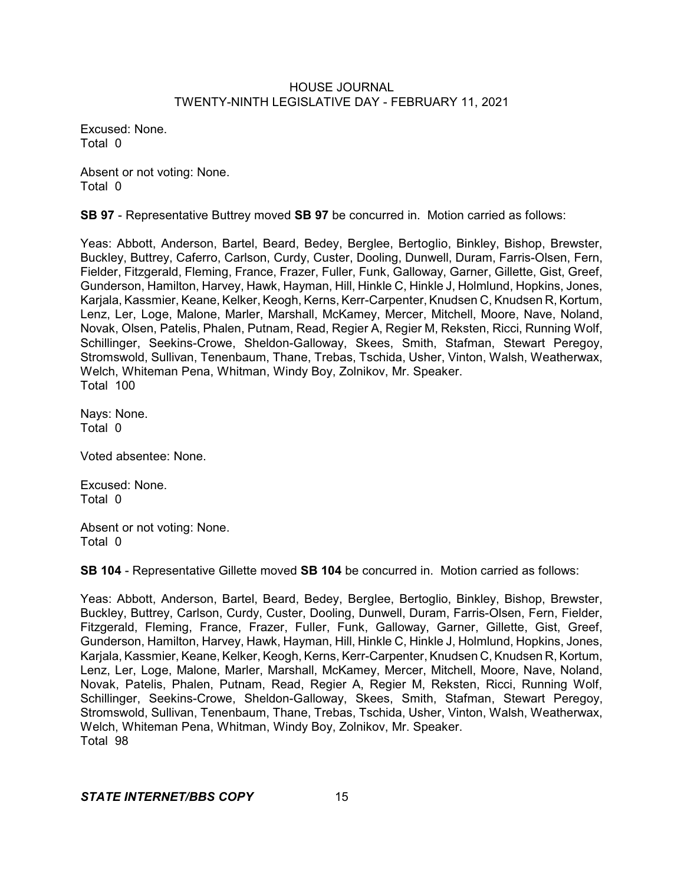Excused: None.
Total 0

Absent or not voting: None.
Total 0

**SB 97** - Representative Buttrey moved **SB 97** be concurred in. Motion carried as follows:

Yeas: Abbott, Anderson, Bartel, Beard, Bedey, Berglee, Bertoglio, Binkley, Bishop, Brewster, Buckley, Buttrey, Caferro, Carlson, Curdy, Custer, Dooling, Dunwell, Duram, Farris-Olsen, Fern, Fielder, Fitzgerald, Fleming, France, Frazer, Fuller, Funk, Galloway, Garner, Gillette, Gist, Greef, Gunderson, Hamilton, Harvey, Hawk, Hayman, Hill, Hinkle C, Hinkle J, Holmlund, Hopkins, Jones, Karjala, Kassmier, Keane, Kelker, Keogh, Kerns, Kerr-Carpenter, Knudsen C, Knudsen R, Kortum, Lenz, Ler, Loge, Malone, Marler, Marshall, McKamey, Mercer, Mitchell, Moore, Nave, Noland, Novak, Olsen, Patelis, Phalen, Putnam, Read, Regier A, Regier M, Reksten, Ricci, Running Wolf, Schillinger, Seekins-Crowe, Sheldon-Galloway, Skees, Smith, Stafman, Stewart Peregoy, Stromswold, Sullivan, Tenenbaum, Thane, Trebas, Tschida, Usher, Vinton, Walsh, Weatherwax, Welch, Whiteman Pena, Whitman, Windy Boy, Zolnikov, Mr. Speaker.
Total 100

Nays: None.
Total 0

Voted absentee: None.

Excused: None.
Total 0

Absent or not voting: None.
Total 0

**SB 104** - Representative Gillette moved **SB 104** be concurred in. Motion carried as follows:

Yeas: Abbott, Anderson, Bartel, Beard, Bedey, Berglee, Bertoglio, Binkley, Bishop, Brewster, Buckley, Buttrey, Carlson, Curdy, Custer, Dooling, Dunwell, Duram, Farris-Olsen, Fern, Fielder, Fitzgerald, Fleming, France, Frazer, Fuller, Funk, Galloway, Garner, Gillette, Gist, Greef, Gunderson, Hamilton, Harvey, Hawk, Hayman, Hill, Hinkle C, Hinkle J, Holmlund, Hopkins, Jones, Karjala, Kassmier, Keane, Kelker, Keogh, Kerns, Kerr-Carpenter, Knudsen C, Knudsen R, Kortum, Lenz, Ler, Loge, Malone, Marler, Marshall, McKamey, Mercer, Mitchell, Moore, Nave, Noland, Novak, Patelis, Phalen, Putnam, Read, Regier A, Regier M, Reksten, Ricci, Running Wolf, Schillinger, Seekins-Crowe, Sheldon-Galloway, Skees, Smith, Stafman, Stewart Peregoy, Stromswold, Sullivan, Tenenbaum, Thane, Trebas, Tschida, Usher, Vinton, Walsh, Weatherwax, Welch, Whiteman Pena, Whitman, Windy Boy, Zolnikov, Mr. Speaker.
Total 98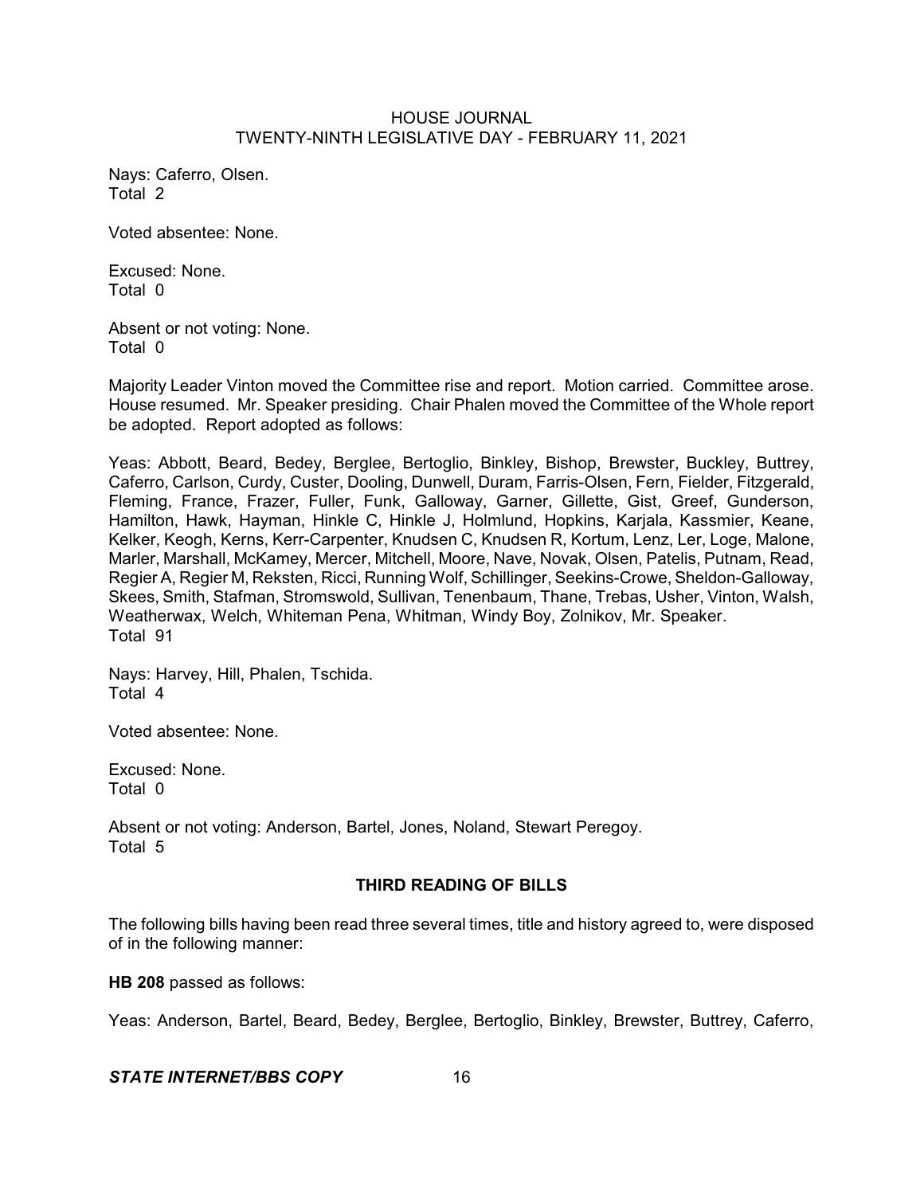Nays: Caferro, Olsen.
Total 2

Voted absentee: None.

Excused: None.
Total 0

Absent or not voting: None.
Total 0

Majority Leader Vinton moved the Committee rise and report. Motion carried. Committee arose. House resumed. Mr. Speaker presiding. Chair Phalen moved the Committee of the Whole report be adopted. Report adopted as follows:

Yeas: Abbott, Beard, Bedey, Berglee, Bertoglio, Binkley, Bishop, Brewster, Buckley, Buttrey, Caferro, Carlson, Curdy, Custer, Dooling, Dunwell, Duram, Farris-Olsen, Fern, Fielder, Fitzgerald, Fleming, France, Frazer, Fuller, Funk, Galloway, Garner, Gillette, Gist, Greef, Gunderson, Hamilton, Hawk, Hayman, Hinkle C, Hinkle J, Holmlund, Hopkins, Karjala, Kassmier, Keane, Kelker, Keogh, Kerns, Kerr-Carpenter, Knudsen C, Knudsen R, Kortum, Lenz, Ler, Loge, Malone, Marler, Marshall, McKamey, Mercer, Mitchell, Moore, Nave, Novak, Olsen, Patelis, Putnam, Read, Regier A, Regier M, Reksten, Ricci, Running Wolf, Schillinger, Seekins-Crowe, Sheldon-Galloway, Skees, Smith, Stafman, Stromswold, Sullivan, Tenenbaum, Thane, Trebas, Usher, Vinton, Walsh, Weatherwax, Welch, Whiteman Pena, Whitman, Windy Boy, Zolnikov, Mr. Speaker.
Total 91

Nays: Harvey, Hill, Phalen, Tschida.
Total 4

Voted absentee: None.

Excused: None.
Total 0

Absent or not voting: Anderson, Bartel, Jones, Noland, Stewart Peregoy.
Total 5

## THIRD READING OF BILLS

The following bills having been read three several times, title and history agreed to, were disposed of in the following manner:

**HB 208** passed as follows:

Yeas: Anderson, Bartel, Beard, Bedey, Berglee, Bertoglio, Binkley, Brewster, Buttrey, Caferro,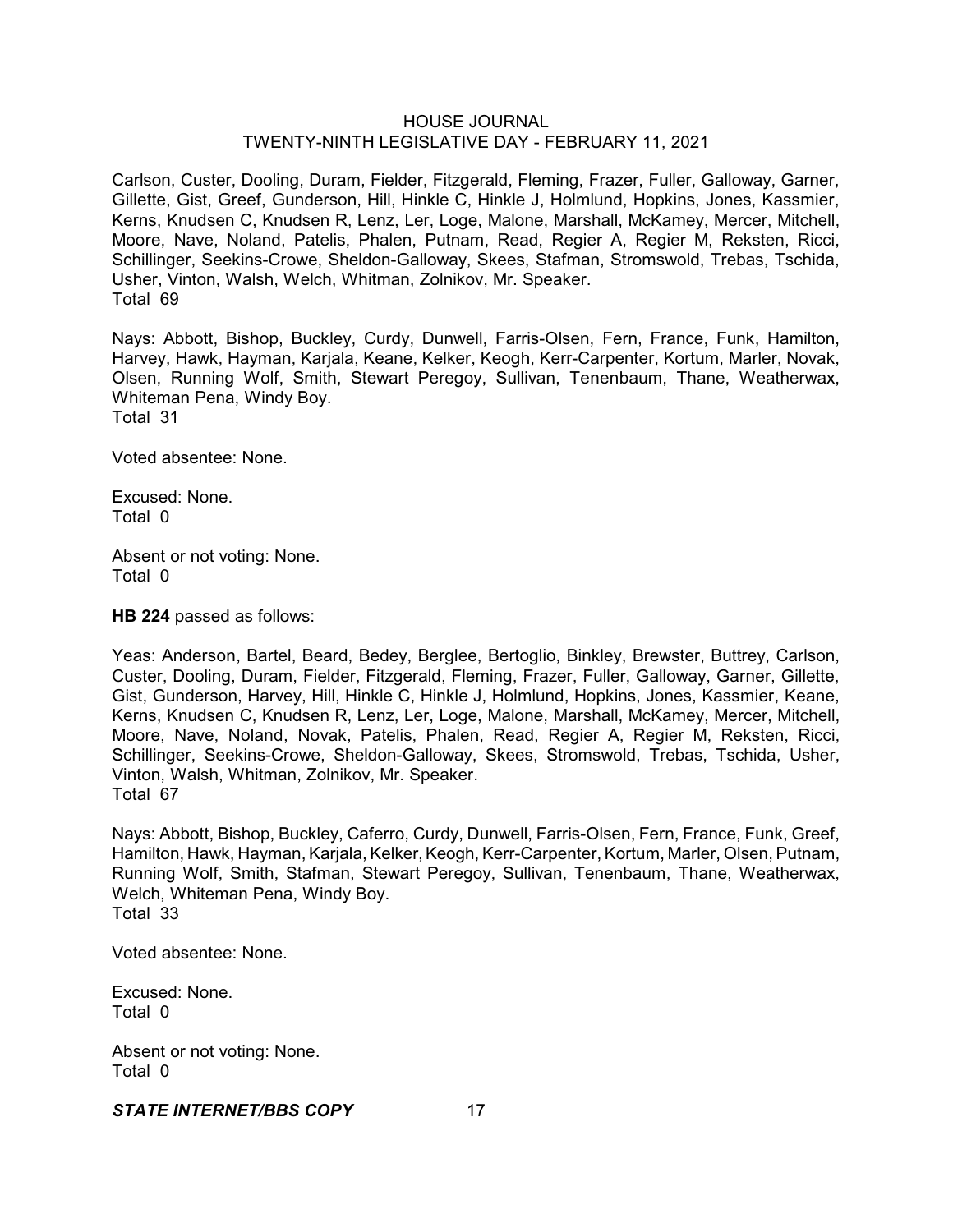Carlson, Custer, Dooling, Duram, Fielder, Fitzgerald, Fleming, Frazer, Fuller, Galloway, Garner, Gillette, Gist, Greef, Gunderson, Hill, Hinkle C, Hinkle J, Holmlund, Hopkins, Jones, Kassmier, Kerns, Knudsen C, Knudsen R, Lenz, Ler, Loge, Malone, Marshall, McKamey, Mercer, Mitchell, Moore, Nave, Noland, Patelis, Phalen, Putnam, Read, Regier A, Regier M, Reksten, Ricci, Schillinger, Seekins-Crowe, Sheldon-Galloway, Skees, Stafman, Stromswold, Trebas, Tschida, Usher, Vinton, Walsh, Welch, Whitman, Zolnikov, Mr. Speaker.
Total 69

Nays: Abbott, Bishop, Buckley, Curdy, Dunwell, Farris-Olsen, Fern, France, Funk, Hamilton, Harvey, Hawk, Hayman, Karjala, Keane, Kelker, Keogh, Kerr-Carpenter, Kortum, Marler, Novak, Olsen, Running Wolf, Smith, Stewart Peregoy, Sullivan, Tenenbaum, Thane, Weatherwax, Whiteman Pena, Windy Boy.
Total 31

Voted absentee: None.

Excused: None.
Total 0

Absent or not voting: None.
Total 0

**HB 224** passed as follows:

Yeas: Anderson, Bartel, Beard, Bedey, Berglee, Bertoglio, Binkley, Brewster, Buttrey, Carlson, Custer, Dooling, Duram, Fielder, Fitzgerald, Fleming, Frazer, Fuller, Galloway, Garner, Gillette, Gist, Gunderson, Harvey, Hill, Hinkle C, Hinkle J, Holmlund, Hopkins, Jones, Kassmier, Keane, Kerns, Knudsen C, Knudsen R, Lenz, Ler, Loge, Malone, Marshall, McKamey, Mercer, Mitchell, Moore, Nave, Noland, Novak, Patelis, Phalen, Read, Regier A, Regier M, Reksten, Ricci, Schillinger, Seekins-Crowe, Sheldon-Galloway, Skees, Stromswold, Trebas, Tschida, Usher, Vinton, Walsh, Whitman, Zolnikov, Mr. Speaker.
Total 67

Nays: Abbott, Bishop, Buckley, Caferro, Curdy, Dunwell, Farris-Olsen, Fern, France, Funk, Greef, Hamilton, Hawk, Hayman, Karjala, Kelker, Keogh, Kerr-Carpenter, Kortum, Marler, Olsen, Putnam, Running Wolf, Smith, Stafman, Stewart Peregoy, Sullivan, Tenenbaum, Thane, Weatherwax, Welch, Whiteman Pena, Windy Boy.
Total 33

Voted absentee: None.

Excused: None.
Total 0

Absent or not voting: None.
Total 0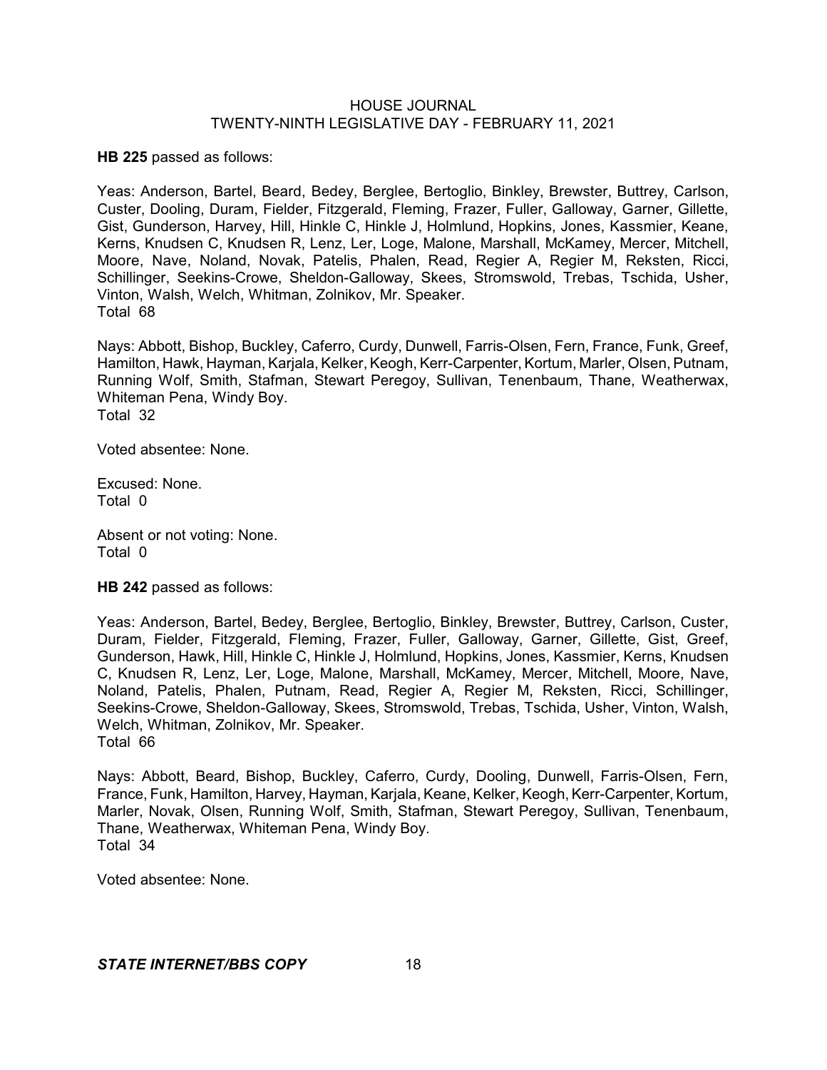**HB 225** passed as follows:

Yeas: Anderson, Bartel, Beard, Bedey, Berglee, Bertoglio, Binkley, Brewster, Buttrey, Carlson, Custer, Dooling, Duram, Fielder, Fitzgerald, Fleming, Frazer, Fuller, Galloway, Garner, Gillette, Gist, Gunderson, Harvey, Hill, Hinkle C, Hinkle J, Holmlund, Hopkins, Jones, Kassmier, Keane, Kerns, Knudsen C, Knudsen R, Lenz, Ler, Loge, Malone, Marshall, McKamey, Mercer, Mitchell, Moore, Nave, Noland, Novak, Patelis, Phalen, Read, Regier A, Regier M, Reksten, Ricci, Schillinger, Seekins-Crowe, Sheldon-Galloway, Skees, Stromswold, Trebas, Tschida, Usher, Vinton, Walsh, Welch, Whitman, Zolnikov, Mr. Speaker.
Total 68

Nays: Abbott, Bishop, Buckley, Caferro, Curdy, Dunwell, Farris-Olsen, Fern, France, Funk, Greef, Hamilton, Hawk, Hayman, Karjala, Kelker, Keogh, Kerr-Carpenter, Kortum, Marler, Olsen, Putnam, Running Wolf, Smith, Stafman, Stewart Peregoy, Sullivan, Tenenbaum, Thane, Weatherwax, Whiteman Pena, Windy Boy.
Total 32

Voted absentee: None.

Excused: None.
Total 0

Absent or not voting: None.
Total 0

**HB 242** passed as follows:

Yeas: Anderson, Bartel, Bedey, Berglee, Bertoglio, Binkley, Brewster, Buttrey, Carlson, Custer, Duram, Fielder, Fitzgerald, Fleming, Frazer, Fuller, Galloway, Garner, Gillette, Gist, Greef, Gunderson, Hawk, Hill, Hinkle C, Hinkle J, Holmlund, Hopkins, Jones, Kassmier, Kerns, Knudsen C, Knudsen R, Lenz, Ler, Loge, Malone, Marshall, McKamey, Mercer, Mitchell, Moore, Nave, Noland, Patelis, Phalen, Putnam, Read, Regier A, Regier M, Reksten, Ricci, Schillinger, Seekins-Crowe, Sheldon-Galloway, Skees, Stromswold, Trebas, Tschida, Usher, Vinton, Walsh, Welch, Whitman, Zolnikov, Mr. Speaker.
Total 66

Nays: Abbott, Beard, Bishop, Buckley, Caferro, Curdy, Dooling, Dunwell, Farris-Olsen, Fern, France, Funk, Hamilton, Harvey, Hayman, Karjala, Keane, Kelker, Keogh, Kerr-Carpenter, Kortum, Marler, Novak, Olsen, Running Wolf, Smith, Stafman, Stewart Peregoy, Sullivan, Tenenbaum, Thane, Weatherwax, Whiteman Pena, Windy Boy.
Total 34

Voted absentee: None.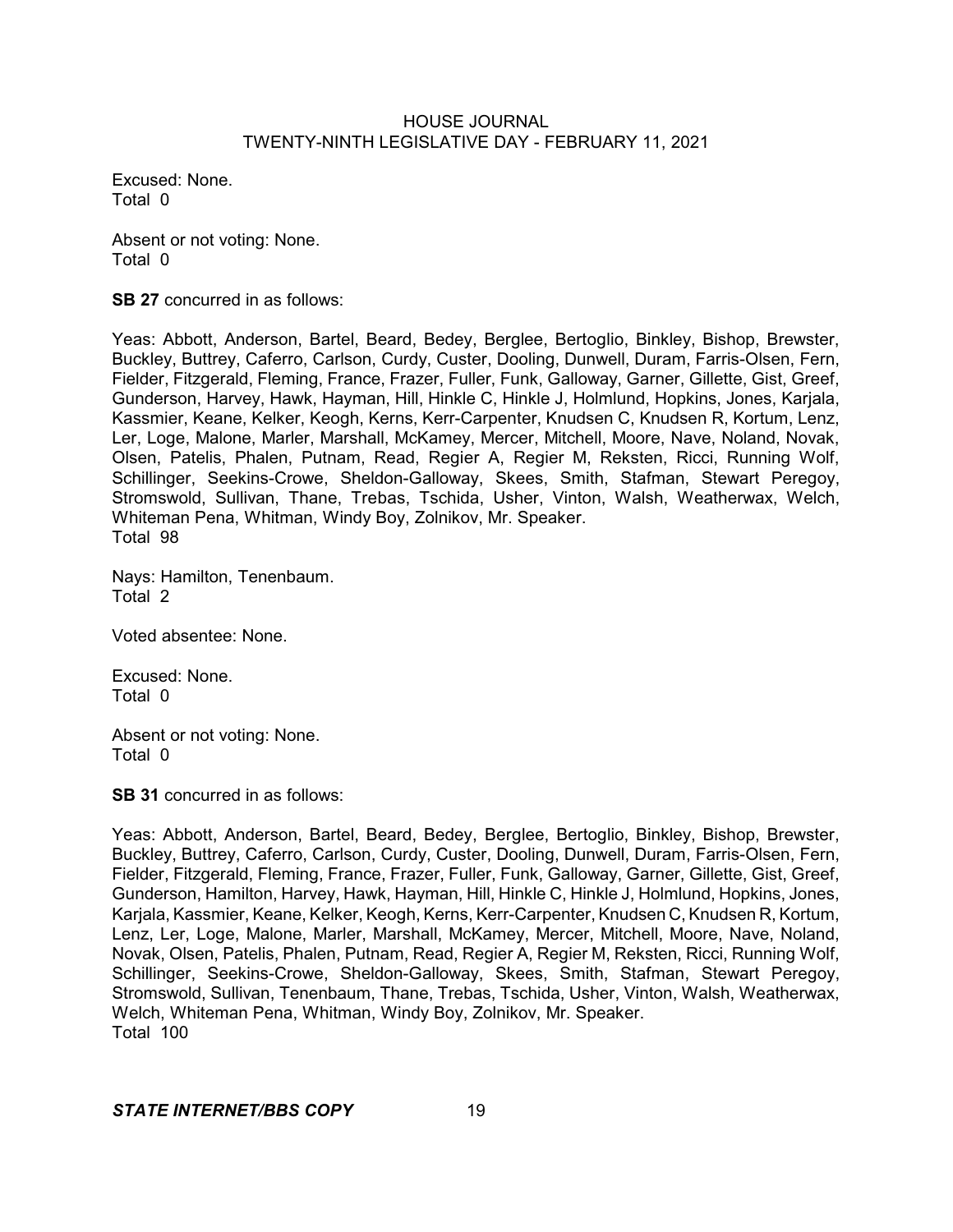Excused: None.
Total 0

Absent or not voting: None.
Total 0

**SB 27** concurred in as follows:

Yeas: Abbott, Anderson, Bartel, Beard, Bedey, Berglee, Bertoglio, Binkley, Bishop, Brewster, Buckley, Buttrey, Caferro, Carlson, Curdy, Custer, Dooling, Dunwell, Duram, Farris-Olsen, Fern, Fielder, Fitzgerald, Fleming, France, Frazer, Fuller, Funk, Galloway, Garner, Gillette, Gist, Greef, Gunderson, Harvey, Hawk, Hayman, Hill, Hinkle C, Hinkle J, Holmlund, Hopkins, Jones, Karjala, Kassmier, Keane, Kelker, Keogh, Kerns, Kerr-Carpenter, Knudsen C, Knudsen R, Kortum, Lenz, Ler, Loge, Malone, Marler, Marshall, McKamey, Mercer, Mitchell, Moore, Nave, Noland, Novak, Olsen, Patelis, Phalen, Putnam, Read, Regier A, Regier M, Reksten, Ricci, Running Wolf, Schillinger, Seekins-Crowe, Sheldon-Galloway, Skees, Smith, Stafman, Stewart Peregoy, Stromswold, Sullivan, Thane, Trebas, Tschida, Usher, Vinton, Walsh, Weatherwax, Welch, Whiteman Pena, Whitman, Windy Boy, Zolnikov, Mr. Speaker.
Total 98

Nays: Hamilton, Tenenbaum.
Total 2

Voted absentee: None.

Excused: None.
Total 0

Absent or not voting: None.
Total 0

**SB 31** concurred in as follows:

Yeas: Abbott, Anderson, Bartel, Beard, Bedey, Berglee, Bertoglio, Binkley, Bishop, Brewster, Buckley, Buttrey, Caferro, Carlson, Curdy, Custer, Dooling, Dunwell, Duram, Farris-Olsen, Fern, Fielder, Fitzgerald, Fleming, France, Frazer, Fuller, Funk, Galloway, Garner, Gillette, Gist, Greef, Gunderson, Hamilton, Harvey, Hawk, Hayman, Hill, Hinkle C, Hinkle J, Holmlund, Hopkins, Jones, Karjala, Kassmier, Keane, Kelker, Keogh, Kerns, Kerr-Carpenter, Knudsen C, Knudsen R, Kortum, Lenz, Ler, Loge, Malone, Marler, Marshall, McKamey, Mercer, Mitchell, Moore, Nave, Noland, Novak, Olsen, Patelis, Phalen, Putnam, Read, Regier A, Regier M, Reksten, Ricci, Running Wolf, Schillinger, Seekins-Crowe, Sheldon-Galloway, Skees, Smith, Stafman, Stewart Peregoy, Stromswold, Sullivan, Tenenbaum, Thane, Trebas, Tschida, Usher, Vinton, Walsh, Weatherwax, Welch, Whiteman Pena, Whitman, Windy Boy, Zolnikov, Mr. Speaker.
Total 100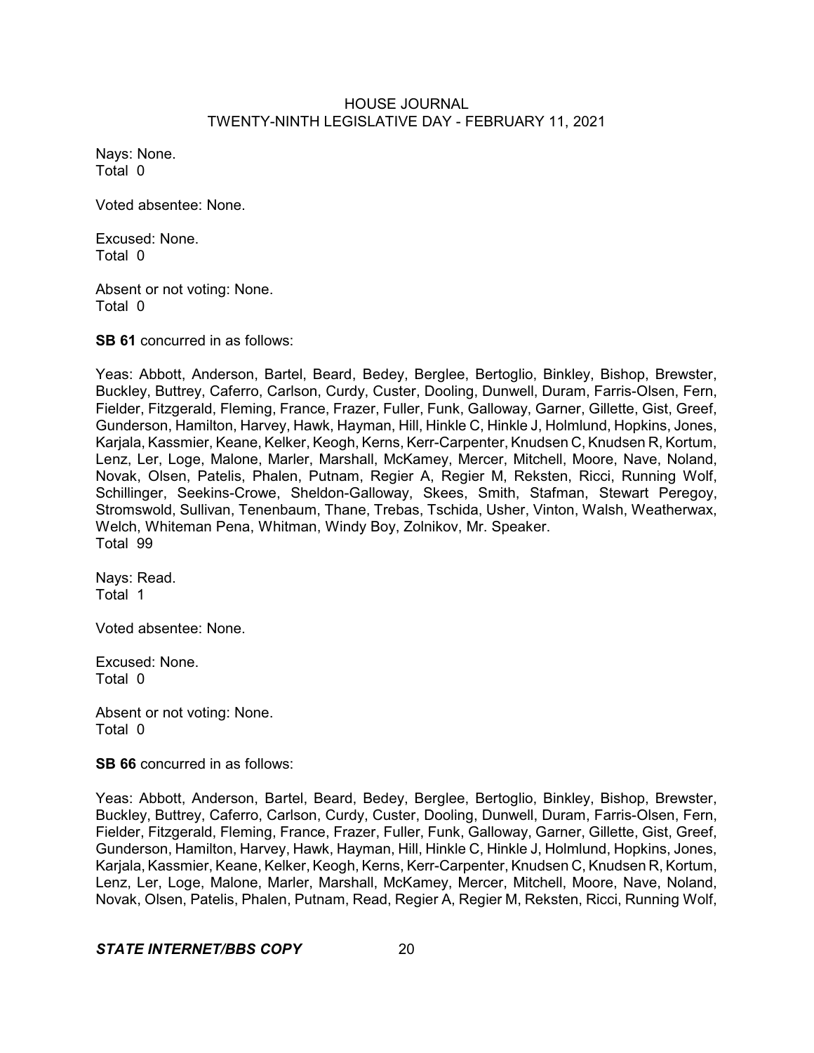Nays: None.
Total 0

Voted absentee: None.

Excused: None.
Total 0

Absent or not voting: None.
Total 0

**SB 61** concurred in as follows:

Yeas: Abbott, Anderson, Bartel, Beard, Bedey, Berglee, Bertoglio, Binkley, Bishop, Brewster, Buckley, Buttrey, Caferro, Carlson, Curdy, Custer, Dooling, Dunwell, Duram, Farris-Olsen, Fern, Fielder, Fitzgerald, Fleming, France, Frazer, Fuller, Funk, Galloway, Garner, Gillette, Gist, Greef, Gunderson, Hamilton, Harvey, Hawk, Hayman, Hill, Hinkle C, Hinkle J, Holmlund, Hopkins, Jones, Karjala, Kassmier, Keane, Kelker, Keogh, Kerns, Kerr-Carpenter, Knudsen C, Knudsen R, Kortum, Lenz, Ler, Loge, Malone, Marler, Marshall, McKamey, Mercer, Mitchell, Moore, Nave, Noland, Novak, Olsen, Patelis, Phalen, Putnam, Regier A, Regier M, Reksten, Ricci, Running Wolf, Schillinger, Seekins-Crowe, Sheldon-Galloway, Skees, Smith, Stafman, Stewart Peregoy, Stromswold, Sullivan, Tenenbaum, Thane, Trebas, Tschida, Usher, Vinton, Walsh, Weatherwax, Welch, Whiteman Pena, Whitman, Windy Boy, Zolnikov, Mr. Speaker.
Total 99

Nays: Read.
Total 1

Voted absentee: None.

Excused: None.
Total 0

Absent or not voting: None.
Total 0

**SB 66** concurred in as follows:

Yeas: Abbott, Anderson, Bartel, Beard, Bedey, Berglee, Bertoglio, Binkley, Bishop, Brewster, Buckley, Buttrey, Caferro, Carlson, Curdy, Custer, Dooling, Dunwell, Duram, Farris-Olsen, Fern, Fielder, Fitzgerald, Fleming, France, Frazer, Fuller, Funk, Galloway, Garner, Gillette, Gist, Greef, Gunderson, Hamilton, Harvey, Hawk, Hayman, Hill, Hinkle C, Hinkle J, Holmlund, Hopkins, Jones, Karjala, Kassmier, Keane, Kelker, Keogh, Kerns, Kerr-Carpenter, Knudsen C, Knudsen R, Kortum, Lenz, Ler, Loge, Malone, Marler, Marshall, McKamey, Mercer, Mitchell, Moore, Nave, Noland, Novak, Olsen, Patelis, Phalen, Putnam, Read, Regier A, Regier M, Reksten, Ricci, Running Wolf,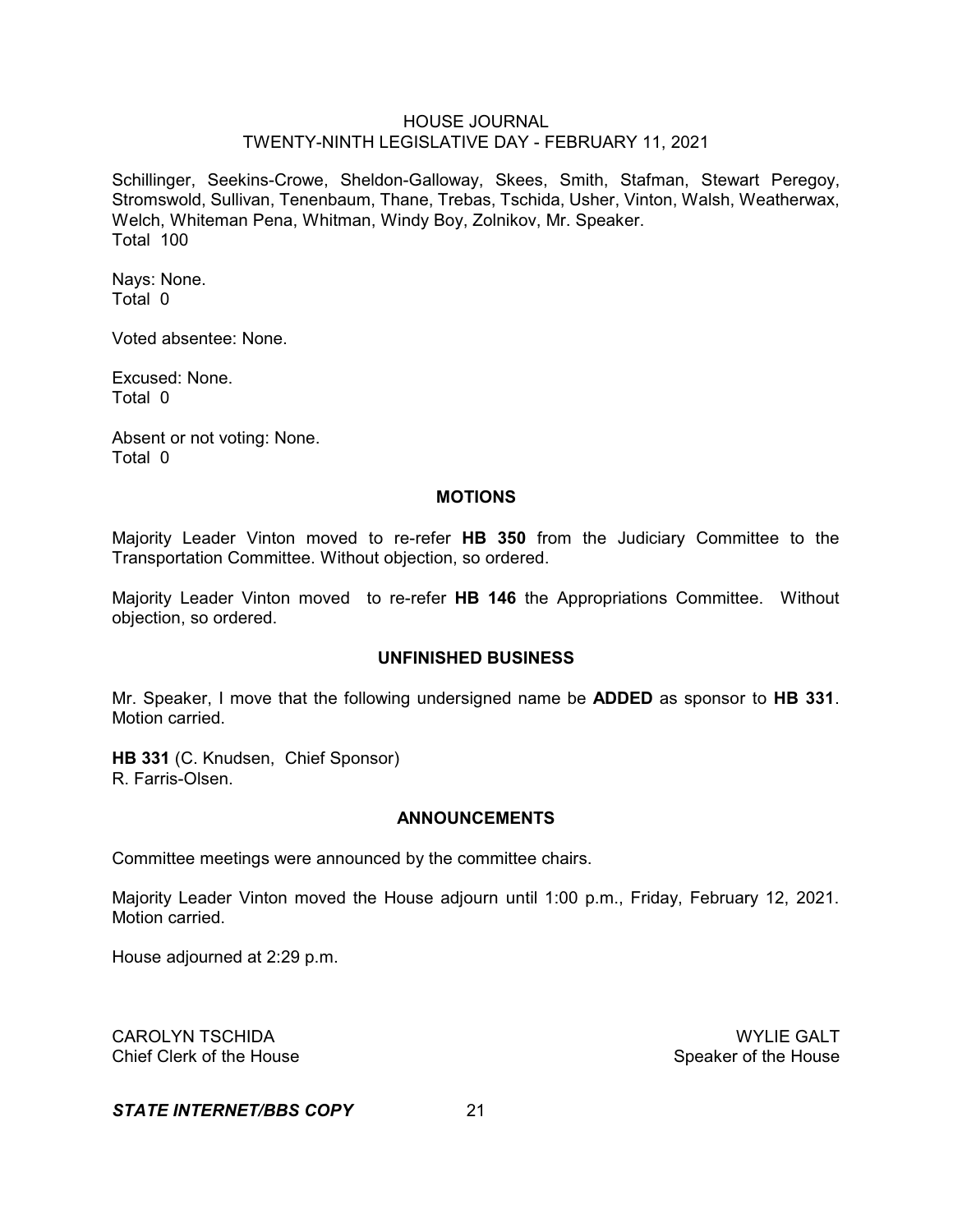Schillinger, Seekins-Crowe, Sheldon-Galloway, Skees, Smith, Stafman, Stewart Peregoy, Stromswold, Sullivan, Tenenbaum, Thane, Trebas, Tschida, Usher, Vinton, Walsh, Weatherwax, Welch, Whiteman Pena, Whitman, Windy Boy, Zolnikov, Mr. Speaker.
Total 100

Nays: None.
Total 0

Voted absentee: None.

Excused: None.
Total 0

Absent or not voting: None.
Total 0

## MOTIONS

Majority Leader Vinton moved to re-refer **HB 350** from the Judiciary Committee to the Transportation Committee. Without objection, so ordered.

Majority Leader Vinton moved to re-refer **HB 146** the Appropriations Committee. Without objection, so ordered.

## UNFINISHED BUSINESS

Mr. Speaker, I move that the following undersigned name be **ADDED** as sponsor to **HB 331**. Motion carried.

**HB 331** (C. Knudsen, Chief Sponsor)
R. Farris-Olsen.

## ANNOUNCEMENTS

Committee meetings were announced by the committee chairs.

Majority Leader Vinton moved the House adjourn until 1:00 p.m., Friday, February 12, 2021. Motion carried.

House adjourned at 2:29 p.m.

CAROLYN TSCHIDA
Chief Clerk of the House

WYLIE GALT
Speaker of the House